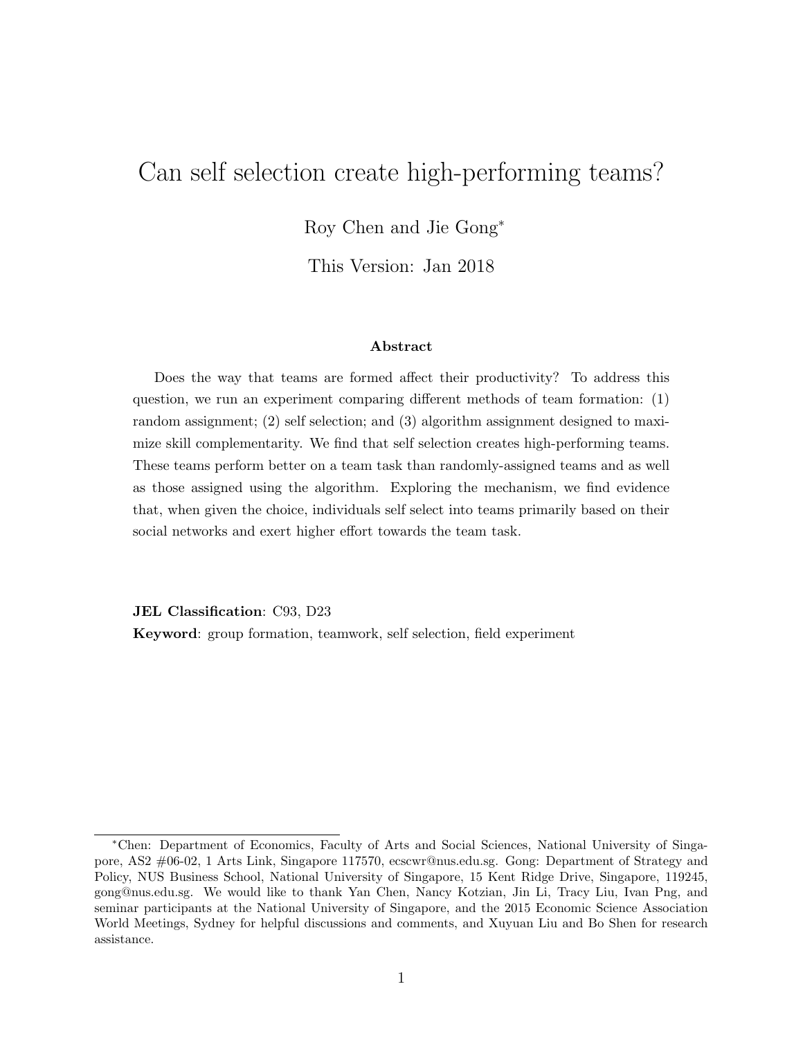# Can self selection create high-performing teams?

Roy Chen and Jie Gong[*]

This Version: Jan 2018

### Abstract

Does the way that teams are formed affect their productivity? To address this question, we run an experiment comparing different methods of team formation: (1) random assignment; (2) self selection; and (3) algorithm assignment designed to maximize skill complementarity. We find that self selection creates high-performing teams. These teams perform better on a team task than randomly-assigned teams and as well as those assigned using the algorithm. Exploring the mechanism, we find evidence that, when given the choice, individuals self select into teams primarily based on their social networks and exert higher effort towards the team task.

**JEL Classification**: C93, D23

**Keyword**: group formation, teamwork, self selection, field experiment

---

[*] Chen: Department of Economics, Faculty of Arts and Social Sciences, National University of Singapore, AS2 #06-02, 1 Arts Link, Singapore 117570, ecscwr@nus.edu.sg. Gong: Department of Strategy and Policy, NUS Business School, National University of Singapore, 15 Kent Ridge Drive, Singapore, 119245, gong@nus.edu.sg. We would like to thank Yan Chen, Nancy Kotzian, Jin Li, Tracy Liu, Ivan Png, and seminar participants at the National University of Singapore, and the 2015 Economic Science Association World Meetings, Sydney for helpful discussions and comments, and Xuyuan Liu and Bo Shen for research assistance.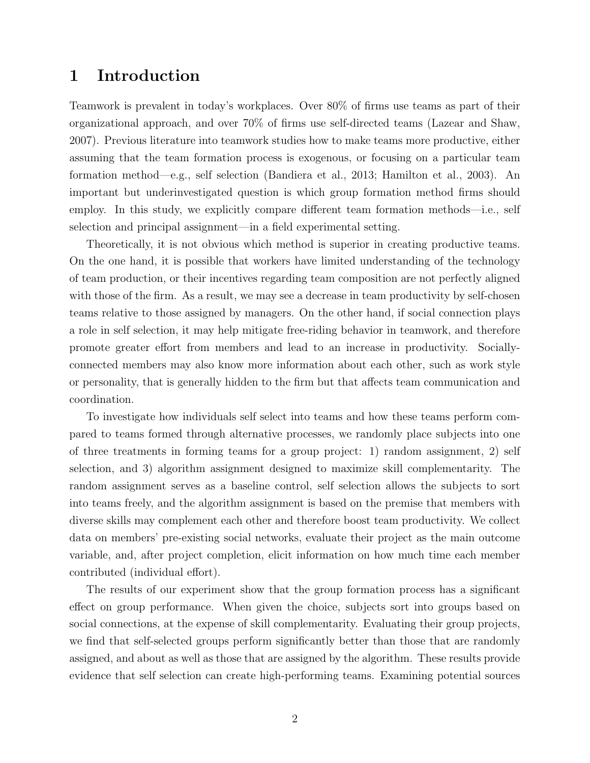# 1 Introduction

Teamwork is prevalent in today's workplaces. Over 80% of firms use teams as part of their organizational approach, and over 70% of firms use self-directed teams (Lazear and Shaw, 2007). Previous literature into teamwork studies how to make teams more productive, either assuming that the team formation process is exogenous, or focusing on a particular team formation method—e.g., self selection (Bandiera et al., 2013; Hamilton et al., 2003). An important but underinvestigated question is which group formation method firms should employ. In this study, we explicitly compare different team formation methods—i.e., self selection and principal assignment—in a field experimental setting.

Theoretically, it is not obvious which method is superior in creating productive teams. On the one hand, it is possible that workers have limited understanding of the technology of team production, or their incentives regarding team composition are not perfectly aligned with those of the firm. As a result, we may see a decrease in team productivity by self-chosen teams relative to those assigned by managers. On the other hand, if social connection plays a role in self selection, it may help mitigate free-riding behavior in teamwork, and therefore promote greater effort from members and lead to an increase in productivity. Socially-connected members may also know more information about each other, such as work style or personality, that is generally hidden to the firm but that affects team communication and coordination.

To investigate how individuals self select into teams and how these teams perform compared to teams formed through alternative processes, we randomly place subjects into one of three treatments in forming teams for a group project: 1) random assignment, 2) self selection, and 3) algorithm assignment designed to maximize skill complementarity. The random assignment serves as a baseline control, self selection allows the subjects to sort into teams freely, and the algorithm assignment is based on the premise that members with diverse skills may complement each other and therefore boost team productivity. We collect data on members' pre-existing social networks, evaluate their project as the main outcome variable, and, after project completion, elicit information on how much time each member contributed (individual effort).

The results of our experiment show that the group formation process has a significant effect on group performance. When given the choice, subjects sort into groups based on social connections, at the expense of skill complementarity. Evaluating their group projects, we find that self-selected groups perform significantly better than those that are randomly assigned, and about as well as those that are assigned by the algorithm. These results provide evidence that self selection can create high-performing teams. Examining potential sources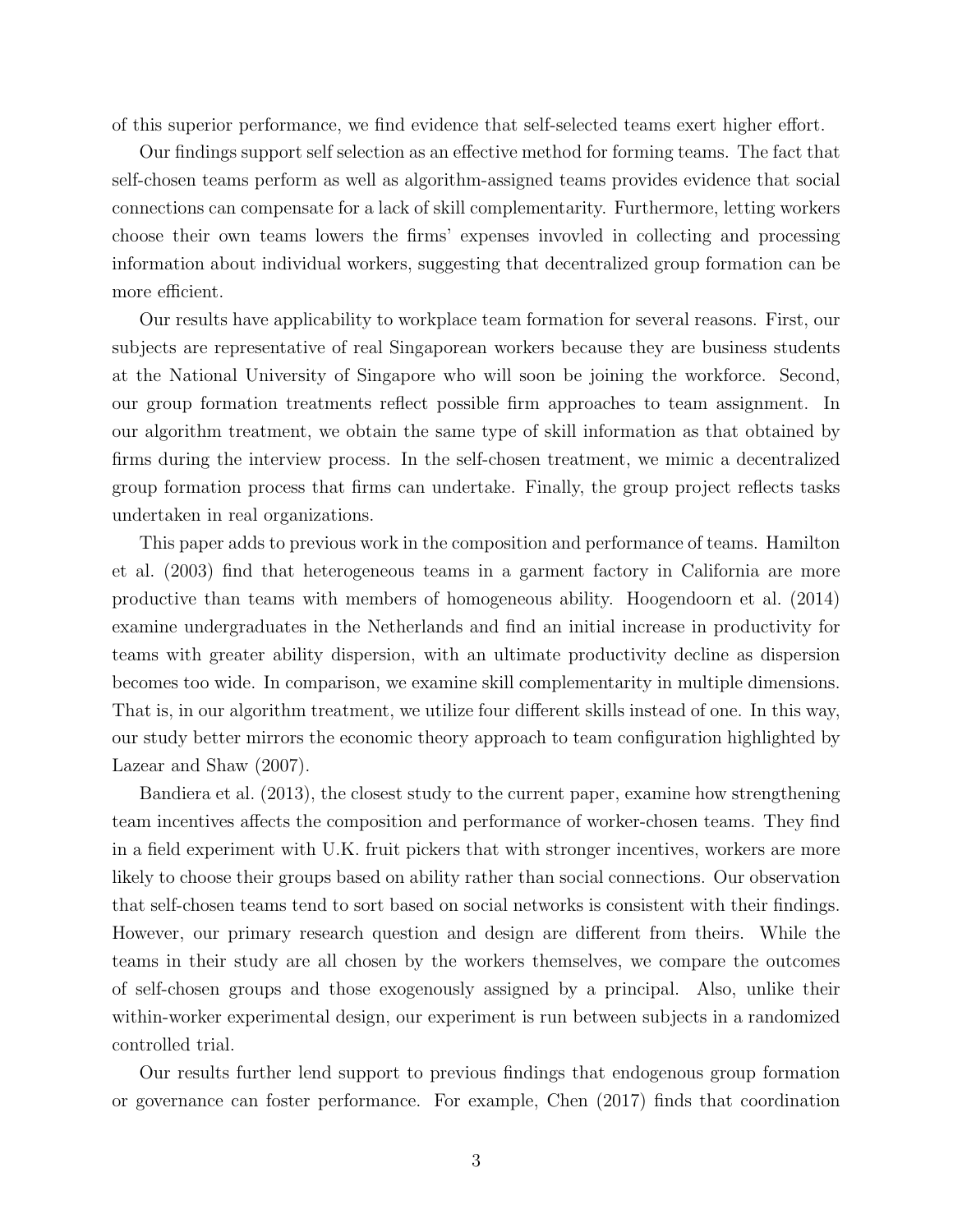of this superior performance, we find evidence that self-selected teams exert higher effort.

Our findings support self selection as an effective method for forming teams. The fact that self-chosen teams perform as well as algorithm-assigned teams provides evidence that social connections can compensate for a lack of skill complementarity. Furthermore, letting workers choose their own teams lowers the firms' expenses invovled in collecting and processing information about individual workers, suggesting that decentralized group formation can be more efficient.

Our results have applicability to workplace team formation for several reasons. First, our subjects are representative of real Singaporean workers because they are business students at the National University of Singapore who will soon be joining the workforce. Second, our group formation treatments reflect possible firm approaches to team assignment. In our algorithm treatment, we obtain the same type of skill information as that obtained by firms during the interview process. In the self-chosen treatment, we mimic a decentralized group formation process that firms can undertake. Finally, the group project reflects tasks undertaken in real organizations.

This paper adds to previous work in the composition and performance of teams. Hamilton et al. (2003) find that heterogeneous teams in a garment factory in California are more productive than teams with members of homogeneous ability. Hoogendoorn et al. (2014) examine undergraduates in the Netherlands and find an initial increase in productivity for teams with greater ability dispersion, with an ultimate productivity decline as dispersion becomes too wide. In comparison, we examine skill complementarity in multiple dimensions. That is, in our algorithm treatment, we utilize four different skills instead of one. In this way, our study better mirrors the economic theory approach to team configuration highlighted by Lazear and Shaw (2007).

Bandiera et al. (2013), the closest study to the current paper, examine how strengthening team incentives affects the composition and performance of worker-chosen teams. They find in a field experiment with U.K. fruit pickers that with stronger incentives, workers are more likely to choose their groups based on ability rather than social connections. Our observation that self-chosen teams tend to sort based on social networks is consistent with their findings. However, our primary research question and design are different from theirs. While the teams in their study are all chosen by the workers themselves, we compare the outcomes of self-chosen groups and those exogenously assigned by a principal. Also, unlike their within-worker experimental design, our experiment is run between subjects in a randomized controlled trial.

Our results further lend support to previous findings that endogenous group formation or governance can foster performance. For example, Chen (2017) finds that coordination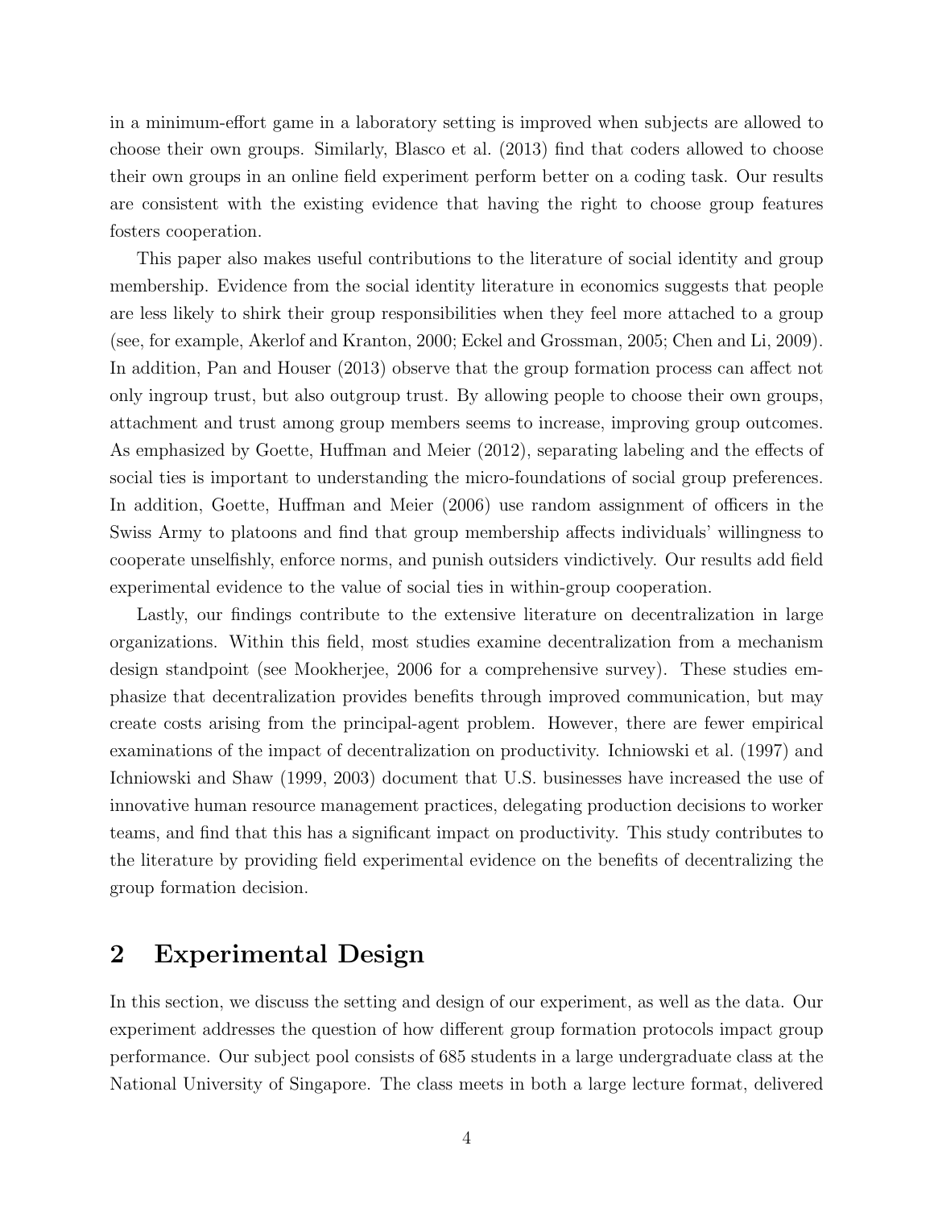in a minimum-effort game in a laboratory setting is improved when subjects are allowed to choose their own groups. Similarly, Blasco et al. (2013) find that coders allowed to choose their own groups in an online field experiment perform better on a coding task. Our results are consistent with the existing evidence that having the right to choose group features fosters cooperation.

This paper also makes useful contributions to the literature of social identity and group membership. Evidence from the social identity literature in economics suggests that people are less likely to shirk their group responsibilities when they feel more attached to a group (see, for example, Akerlof and Kranton, 2000; Eckel and Grossman, 2005; Chen and Li, 2009). In addition, Pan and Houser (2013) observe that the group formation process can affect not only ingroup trust, but also outgroup trust. By allowing people to choose their own groups, attachment and trust among group members seems to increase, improving group outcomes. As emphasized by Goette, Huffman and Meier (2012), separating labeling and the effects of social ties is important to understanding the micro-foundations of social group preferences. In addition, Goette, Huffman and Meier (2006) use random assignment of officers in the Swiss Army to platoons and find that group membership affects individuals' willingness to cooperate unselfishly, enforce norms, and punish outsiders vindictively. Our results add field experimental evidence to the value of social ties in within-group cooperation.

Lastly, our findings contribute to the extensive literature on decentralization in large organizations. Within this field, most studies examine decentralization from a mechanism design standpoint (see Mookherjee, 2006 for a comprehensive survey). These studies emphasize that decentralization provides benefits through improved communication, but may create costs arising from the principal-agent problem. However, there are fewer empirical examinations of the impact of decentralization on productivity. Ichniowski et al. (1997) and Ichniowski and Shaw (1999, 2003) document that U.S. businesses have increased the use of innovative human resource management practices, delegating production decisions to worker teams, and find that this has a significant impact on productivity. This study contributes to the literature by providing field experimental evidence on the benefits of decentralizing the group formation decision.

## 2 Experimental Design

In this section, we discuss the setting and design of our experiment, as well as the data. Our experiment addresses the question of how different group formation protocols impact group performance. Our subject pool consists of 685 students in a large undergraduate class at the National University of Singapore. The class meets in both a large lecture format, delivered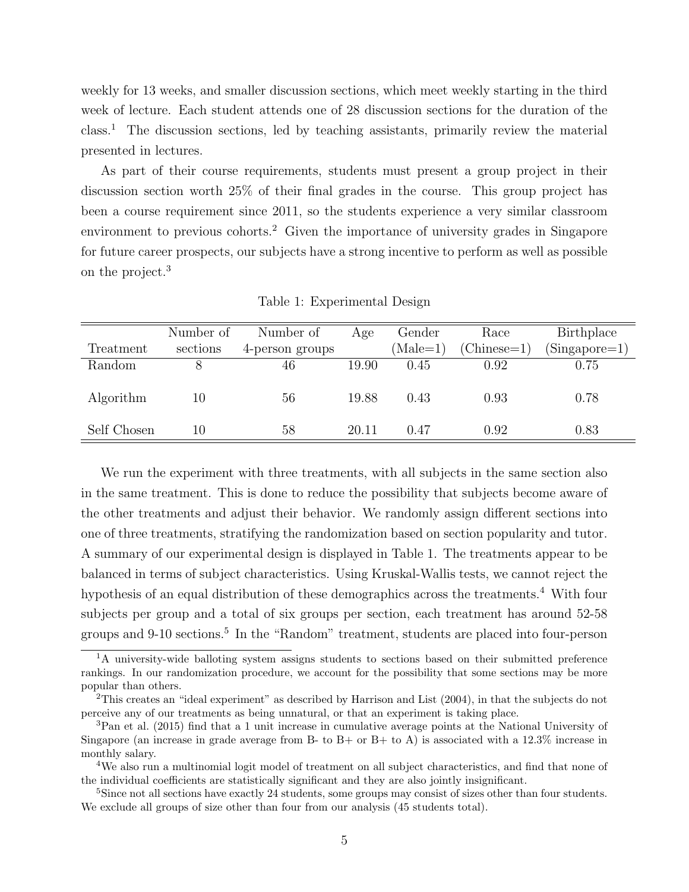weekly for 13 weeks, and smaller discussion sections, which meet weekly starting in the third week of lecture. Each student attends one of 28 discussion sections for the duration of the class.[1] The discussion sections, led by teaching assistants, primarily review the material presented in lectures.

As part of their course requirements, students must present a group project in their discussion section worth 25% of their final grades in the course. This group project has been a course requirement since 2011, so the students experience a very similar classroom environment to previous cohorts.[2] Given the importance of university grades in Singapore for future career prospects, our subjects have a strong incentive to perform as well as possible on the project.[3]

Table 1: Experimental Design

| Treatment | Number of sections | Number of 4-person groups | Age | Gender (Male=1) | Race (Chinese=1) | Birthplace (Singapore=1) |
|---|---|---|---|---|---|---|
| Random | 8 | 46 | 19.90 | 0.45 | 0.92 | 0.75 |
| Algorithm | 10 | 56 | 19.88 | 0.43 | 0.93 | 0.78 |
| Self Chosen | 10 | 58 | 20.11 | 0.47 | 0.92 | 0.83 |

We run the experiment with three treatments, with all subjects in the same section also in the same treatment. This is done to reduce the possibility that subjects become aware of the other treatments and adjust their behavior. We randomly assign different sections into one of three treatments, stratifying the randomization based on section popularity and tutor. A summary of our experimental design is displayed in Table 1. The treatments appear to be balanced in terms of subject characteristics. Using Kruskal-Wallis tests, we cannot reject the hypothesis of an equal distribution of these demographics across the treatments.[4] With four subjects per group and a total of six groups per section, each treatment has around 52-58 groups and 9-10 sections.[5] In the "Random" treatment, students are placed into four-person

[1] A university-wide balloting system assigns students to sections based on their submitted preference rankings. In our randomization procedure, we account for the possibility that some sections may be more popular than others.

[2] This creates an "ideal experiment" as described by Harrison and List (2004), in that the subjects do not perceive any of our treatments as being unnatural, or that an experiment is taking place.

[3] Pan et al. (2015) find that a 1 unit increase in cumulative average points at the National University of Singapore (an increase in grade average from B- to B+ or B+ to A) is associated with a 12.3% increase in monthly salary.

[4] We also run a multinomial logit model of treatment on all subject characteristics, and find that none of the individual coefficients are statistically significant and they are also jointly insignificant.

[5] Since not all sections have exactly 24 students, some groups may consist of sizes other than four students. We exclude all groups of size other than four from our analysis (45 students total).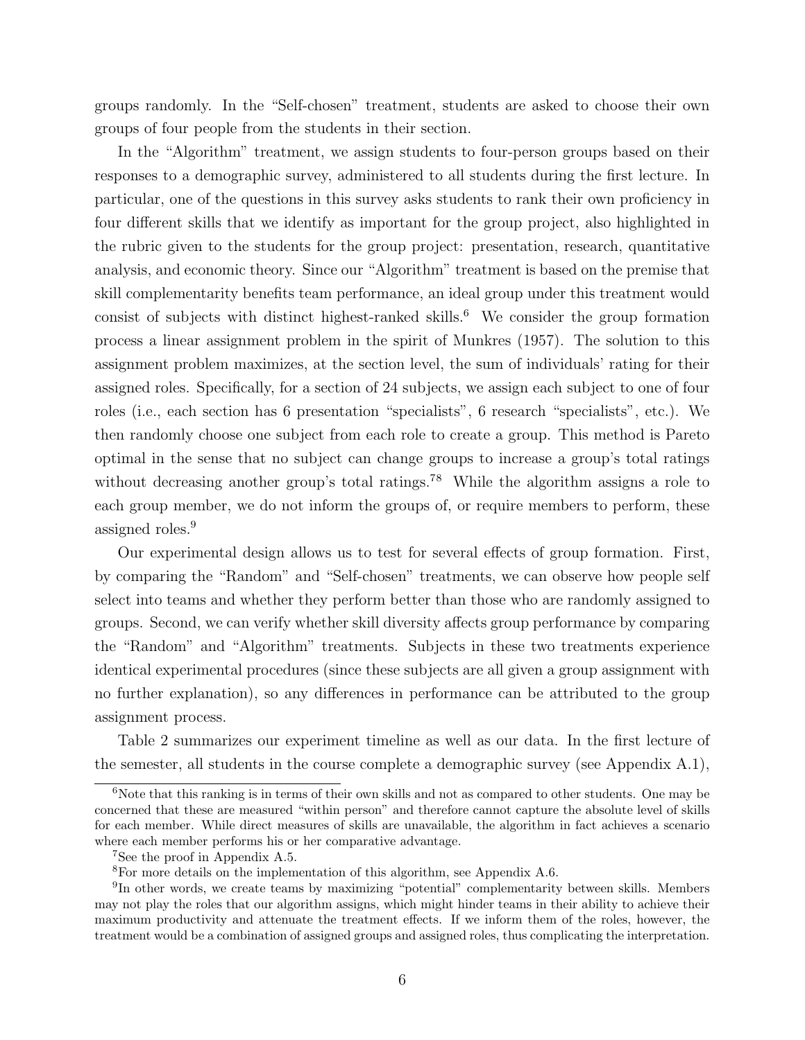groups randomly. In the "Self-chosen" treatment, students are asked to choose their own groups of four people from the students in their section.

In the "Algorithm" treatment, we assign students to four-person groups based on their responses to a demographic survey, administered to all students during the first lecture. In particular, one of the questions in this survey asks students to rank their own proficiency in four different skills that we identify as important for the group project, also highlighted in the rubric given to the students for the group project: presentation, research, quantitative analysis, and economic theory. Since our "Algorithm" treatment is based on the premise that skill complementarity benefits team performance, an ideal group under this treatment would consist of subjects with distinct highest-ranked skills.[6] We consider the group formation process a linear assignment problem in the spirit of Munkres (1957). The solution to this assignment problem maximizes, at the section level, the sum of individuals' rating for their assigned roles. Specifically, for a section of 24 subjects, we assign each subject to one of four roles (i.e., each section has 6 presentation "specialists", 6 research "specialists", etc.). We then randomly choose one subject from each role to create a group. This method is Pareto optimal in the sense that no subject can change groups to increase a group's total ratings without decreasing another group's total ratings.[7][8] While the algorithm assigns a role to each group member, we do not inform the groups of, or require members to perform, these assigned roles.[9]

Our experimental design allows us to test for several effects of group formation. First, by comparing the "Random" and "Self-chosen" treatments, we can observe how people self select into teams and whether they perform better than those who are randomly assigned to groups. Second, we can verify whether skill diversity affects group performance by comparing the "Random" and "Algorithm" treatments. Subjects in these two treatments experience identical experimental procedures (since these subjects are all given a group assignment with no further explanation), so any differences in performance can be attributed to the group assignment process.

Table 2 summarizes our experiment timeline as well as our data. In the first lecture of the semester, all students in the course complete a demographic survey (see Appendix A.1),

---

[6] Note that this ranking is in terms of their own skills and not as compared to other students. One may be concerned that these are measured "within person" and therefore cannot capture the absolute level of skills for each member. While direct measures of skills are unavailable, the algorithm in fact achieves a scenario where each member performs his or her comparative advantage.

[7] See the proof in Appendix A.5.

[8] For more details on the implementation of this algorithm, see Appendix A.6.

[9] In other words, we create teams by maximizing "potential" complementarity between skills. Members may not play the roles that our algorithm assigns, which might hinder teams in their ability to achieve their maximum productivity and attenuate the treatment effects. If we inform them of the roles, however, the treatment would be a combination of assigned groups and assigned roles, thus complicating the interpretation.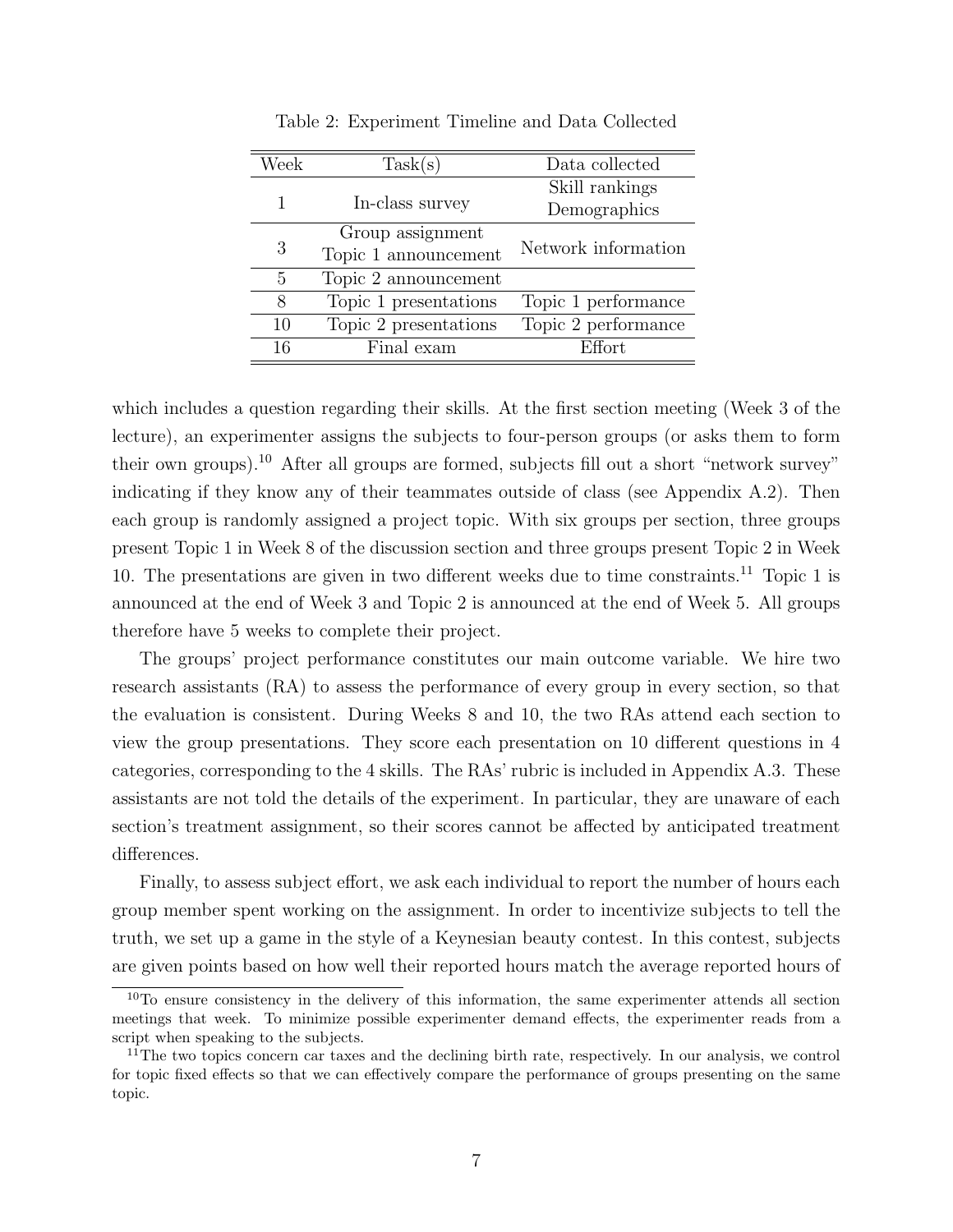Table 2: Experiment Timeline and Data Collected

| Week | Task(s) | Data collected |
|---|---|---|
| 1 | In-class survey | Skill rankings<br>Demographics |
| 3 | Group assignment<br>Topic 1 announcement | Network information |
| 5 | Topic 2 announcement | |
| 8 | Topic 1 presentations | Topic 1 performance |
| 10 | Topic 2 presentations | Topic 2 performance |
| 16 | Final exam | Effort |

which includes a question regarding their skills. At the first section meeting (Week 3 of the lecture), an experimenter assigns the subjects to four-person groups (or asks them to form their own groups).[10] After all groups are formed, subjects fill out a short "network survey" indicating if they know any of their teammates outside of class (see Appendix A.2). Then each group is randomly assigned a project topic. With six groups per section, three groups present Topic 1 in Week 8 of the discussion section and three groups present Topic 2 in Week 10. The presentations are given in two different weeks due to time constraints.[11] Topic 1 is announced at the end of Week 3 and Topic 2 is announced at the end of Week 5. All groups therefore have 5 weeks to complete their project.

The groups' project performance constitutes our main outcome variable. We hire two research assistants (RA) to assess the performance of every group in every section, so that the evaluation is consistent. During Weeks 8 and 10, the two RAs attend each section to view the group presentations. They score each presentation on 10 different questions in 4 categories, corresponding to the 4 skills. The RAs' rubric is included in Appendix A.3. These assistants are not told the details of the experiment. In particular, they are unaware of each section's treatment assignment, so their scores cannot be affected by anticipated treatment differences.

Finally, to assess subject effort, we ask each individual to report the number of hours each group member spent working on the assignment. In order to incentivize subjects to tell the truth, we set up a game in the style of a Keynesian beauty contest. In this contest, subjects are given points based on how well their reported hours match the average reported hours of

[10] To ensure consistency in the delivery of this information, the same experimenter attends all section meetings that week. To minimize possible experimenter demand effects, the experimenter reads from a script when speaking to the subjects.

[11] The two topics concern car taxes and the declining birth rate, respectively. In our analysis, we control for topic fixed effects so that we can effectively compare the performance of groups presenting on the same topic.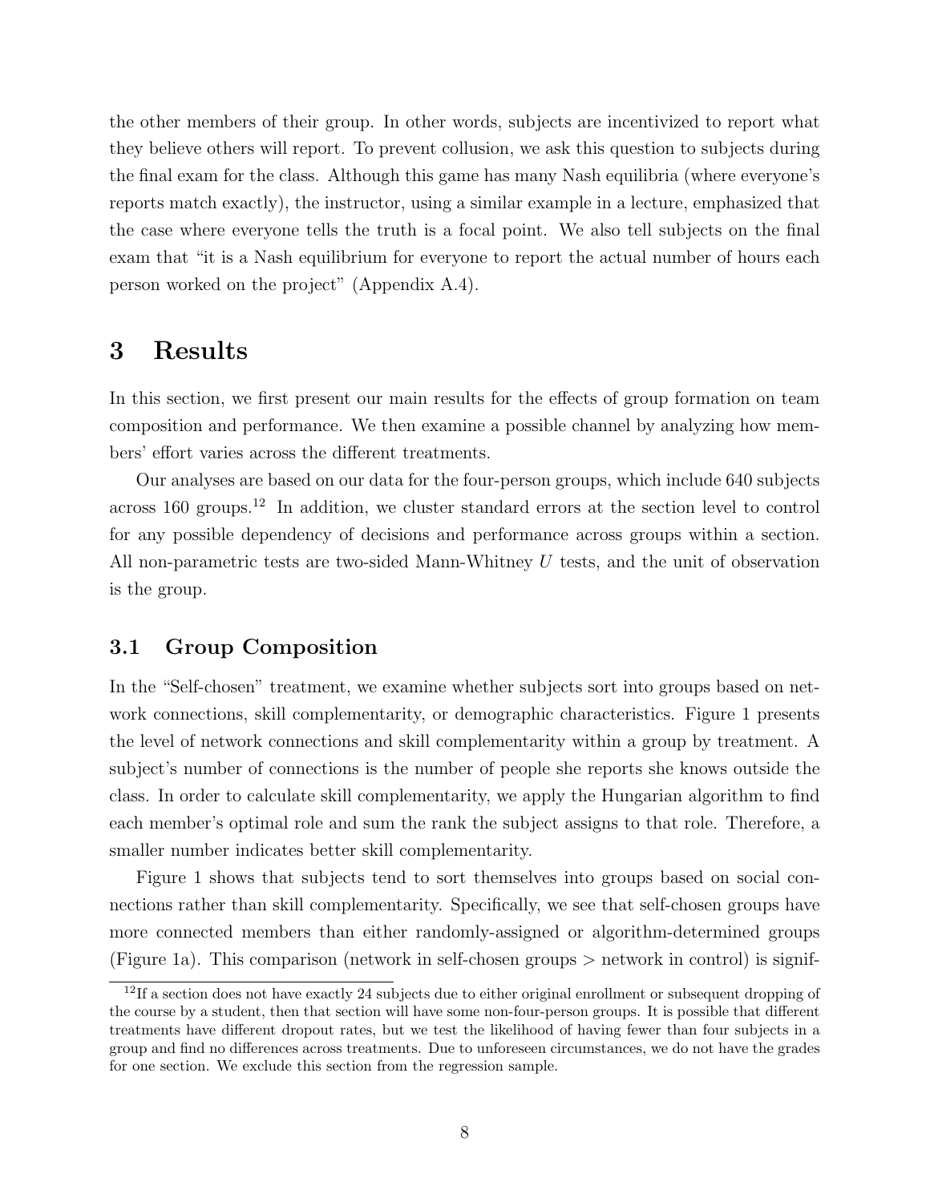the other members of their group. In other words, subjects are incentivized to report what they believe others will report. To prevent collusion, we ask this question to subjects during the final exam for the class. Although this game has many Nash equilibria (where everyone's reports match exactly), the instructor, using a similar example in a lecture, emphasized that the case where everyone tells the truth is a focal point. We also tell subjects on the final exam that "it is a Nash equilibrium for everyone to report the actual number of hours each person worked on the project" (Appendix A.4).

# 3 Results

In this section, we first present our main results for the effects of group formation on team composition and performance. We then examine a possible channel by analyzing how members' effort varies across the different treatments.

Our analyses are based on our data for the four-person groups, which include 640 subjects across 160 groups.[12] In addition, we cluster standard errors at the section level to control for any possible dependency of decisions and performance across groups within a section. All non-parametric tests are two-sided Mann-Whitney $U$ tests, and the unit of observation is the group.

## 3.1 Group Composition

In the "Self-chosen" treatment, we examine whether subjects sort into groups based on network connections, skill complementarity, or demographic characteristics. Figure 1 presents the level of network connections and skill complementarity within a group by treatment. A subject's number of connections is the number of people she reports she knows outside the class. In order to calculate skill complementarity, we apply the Hungarian algorithm to find each member's optimal role and sum the rank the subject assigns to that role. Therefore, a smaller number indicates better skill complementarity.

Figure 1 shows that subjects tend to sort themselves into groups based on social connections rather than skill complementarity. Specifically, we see that self-chosen groups have more connected members than either randomly-assigned or algorithm-determined groups (Figure 1a). This comparison (network in self-chosen groups > network in control) is signif-

[12] If a section does not have exactly 24 subjects due to either original enrollment or subsequent dropping of the course by a student, then that section will have some non-four-person groups. It is possible that different treatments have different dropout rates, but we test the likelihood of having fewer than four subjects in a group and find no differences across treatments. Due to unforeseen circumstances, we do not have the grades for one section. We exclude this section from the regression sample.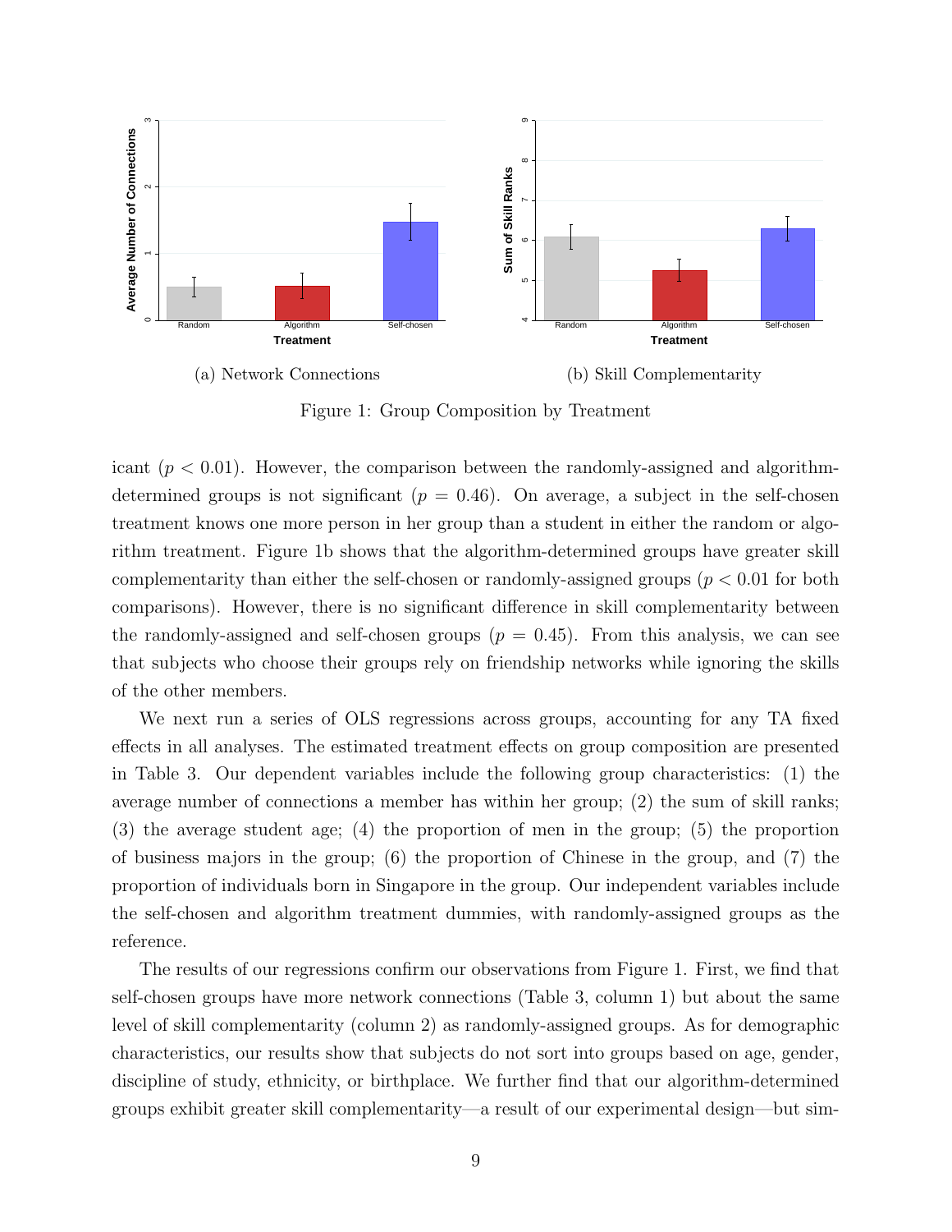(a) Network Connections

(b) Skill Complementarity

Figure 1: Group Composition by Treatment

icant ($p < 0.01$). However, the comparison between the randomly-assigned and algorithm-determined groups is not significant ($p = 0.46$). On average, a subject in the self-chosen treatment knows one more person in her group than a student in either the random or algorithm treatment. Figure 1b shows that the algorithm-determined groups have greater skill complementarity than either the self-chosen or randomly-assigned groups ($p < 0.01$ for both comparisons). However, there is no significant difference in skill complementarity between the randomly-assigned and self-chosen groups ($p = 0.45$). From this analysis, we can see that subjects who choose their groups rely on friendship networks while ignoring the skills of the other members.

We next run a series of OLS regressions across groups, accounting for any TA fixed effects in all analyses. The estimated treatment effects on group composition are presented in Table 3. Our dependent variables include the following group characteristics: (1) the average number of connections a member has within her group; (2) the sum of skill ranks; (3) the average student age; (4) the proportion of men in the group; (5) the proportion of business majors in the group; (6) the proportion of Chinese in the group, and (7) the proportion of individuals born in Singapore in the group. Our independent variables include the self-chosen and algorithm treatment dummies, with randomly-assigned groups as the reference.

The results of our regressions confirm our observations from Figure 1. First, we find that self-chosen groups have more network connections (Table 3, column 1) but about the same level of skill complementarity (column 2) as randomly-assigned groups. As for demographic characteristics, our results show that subjects do not sort into groups based on age, gender, discipline of study, ethnicity, or birthplace. We further find that our algorithm-determined groups exhibit greater skill complementarity—a result of our experimental design—but sim-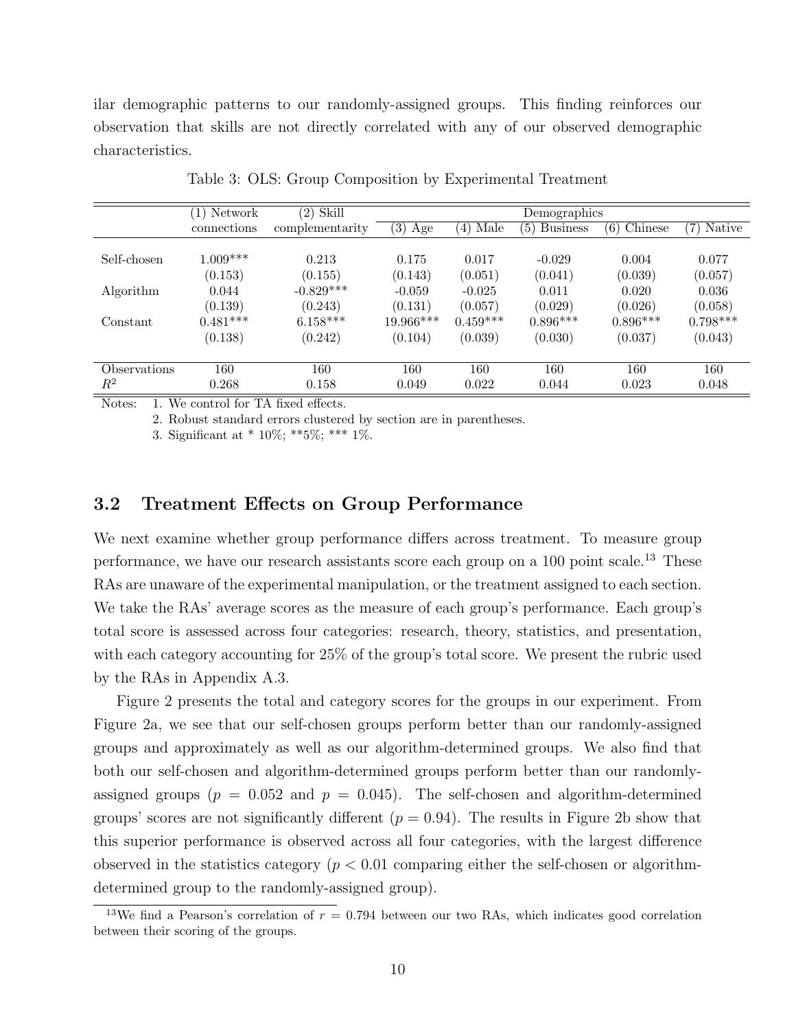ilar demographic patterns to our randomly-assigned groups. This finding reinforces our observation that skills are not directly correlated with any of our observed demographic characteristics.

Table 3: OLS: Group Composition by Experimental Treatment

| | (1) Network connections | (2) Skill complementarity | Demographics | | | | |
|---|---|---|---|---|---|---|---|
| | | | (3) Age | (4) Male | (5) Business | (6) Chinese | (7) Native |
| Self-chosen | 1.009*** | 0.213 | 0.175 | 0.017 | -0.029 | 0.004 | 0.077 |
| | (0.153) | (0.155) | (0.143) | (0.051) | (0.041) | (0.039) | (0.057) |
| Algorithm | 0.044 | -0.829*** | -0.059 | -0.025 | 0.011 | 0.020 | 0.036 |
| | (0.139) | (0.243) | (0.131) | (0.057) | (0.029) | (0.026) | (0.058) |
| Constant | 0.481*** | 6.158*** | 19.966*** | 0.459*** | 0.896*** | 0.896*** | 0.798*** |
| | (0.138) | (0.242) | (0.104) | (0.039) | (0.030) | (0.037) | (0.043) |
| Observations | 160 | 160 | 160 | 160 | 160 | 160 | 160 |
| $R^2$ | 0.268 | 0.158 | 0.049 | 0.022 | 0.044 | 0.023 | 0.048 |

Notes: 1. We control for TA fixed effects.
2. Robust standard errors clustered by section are in parentheses.
3. Significant at * 10%; **5%; *** 1%.

### 3.2 Treatment Effects on Group Performance

We next examine whether group performance differs across treatment. To measure group performance, we have our research assistants score each group on a 100 point scale.[13] These RAs are unaware of the experimental manipulation, or the treatment assigned to each section. We take the RAs' average scores as the measure of each group's performance. Each group's total score is assessed across four categories: research, theory, statistics, and presentation, with each category accounting for 25% of the group's total score. We present the rubric used by the RAs in Appendix A.3.

Figure 2 presents the total and category scores for the groups in our experiment. From Figure 2a, we see that our self-chosen groups perform better than our randomly-assigned groups and approximately as well as our algorithm-determined groups. We also find that both our self-chosen and algorithm-determined groups perform better than our randomly-assigned groups ($p = 0.052$ and $p = 0.045$). The self-chosen and algorithm-determined groups' scores are not significantly different ($p = 0.94$). The results in Figure 2b show that this superior performance is observed across all four categories, with the largest difference observed in the statistics category ($p < 0.01$ comparing either the self-chosen or algorithm-determined group to the randomly-assigned group).

[13] We find a Pearson's correlation of $r = 0.794$ between our two RAs, which indicates good correlation between their scoring of the groups.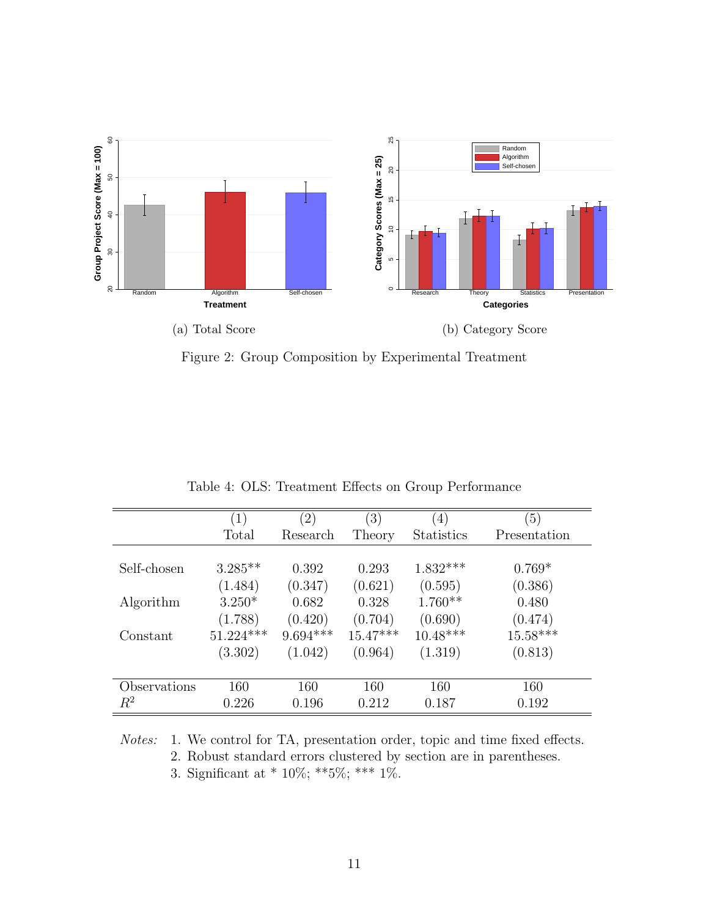(a) Total Score

(b) Category Score

Figure 2: Group Composition by Experimental Treatment

Table 4: OLS: Treatment Effects on Group Performance

| | (1) Total | (2) Research | (3) Theory | (4) Statistics | (5) Presentation |
|---|---|---|---|---|---|
| Self-chosen | 3.285** | 0.392 | 0.293 | 1.832*** | 0.769* |
| | (1.484) | (0.347) | (0.621) | (0.595) | (0.386) |
| Algorithm | 3.250* | 0.682 | 0.328 | 1.760** | 0.480 |
| | (1.788) | (0.420) | (0.704) | (0.690) | (0.474) |
| Constant | 51.224*** | 9.694*** | 15.47*** | 10.48*** | 15.58*** |
| | (3.302) | (1.042) | (0.964) | (1.319) | (0.813) |
| Observations | 160 | 160 | 160 | 160 | 160 |
| $R^2$ | 0.226 | 0.196 | 0.212 | 0.187 | 0.192 |

*Notes:* 1. We control for TA, presentation order, topic and time fixed effects.
2. Robust standard errors clustered by section are in parentheses.
3. Significant at * 10%; **5%; *** 1%.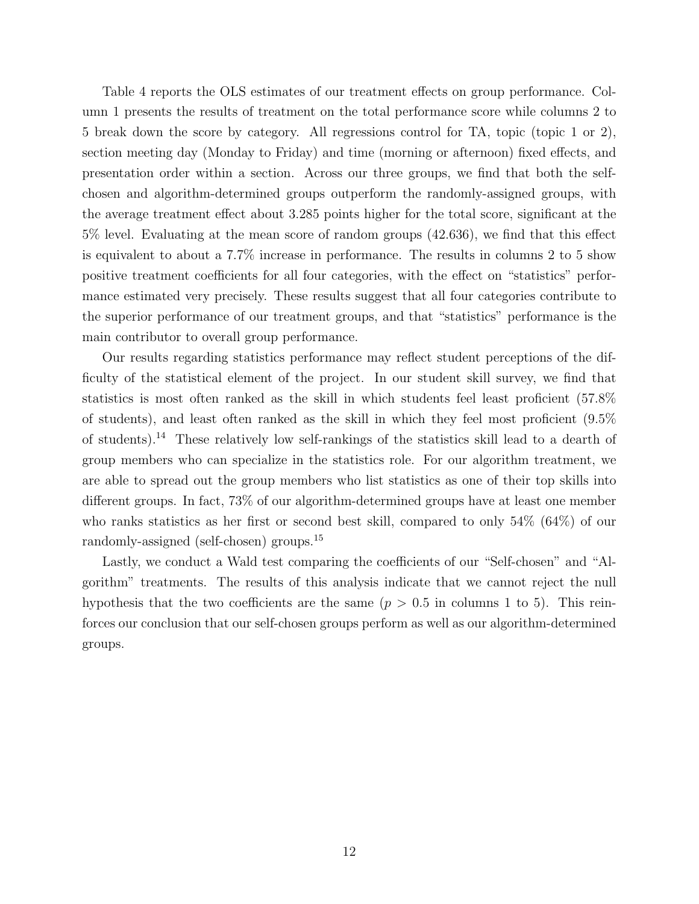Table 4 reports the OLS estimates of our treatment effects on group performance. Column 1 presents the results of treatment on the total performance score while columns 2 to 5 break down the score by category. All regressions control for TA, topic (topic 1 or 2), section meeting day (Monday to Friday) and time (morning or afternoon) fixed effects, and presentation order within a section. Across our three groups, we find that both the self-chosen and algorithm-determined groups outperform the randomly-assigned groups, with the average treatment effect about 3.285 points higher for the total score, significant at the 5% level. Evaluating at the mean score of random groups (42.636), we find that this effect is equivalent to about a 7.7% increase in performance. The results in columns 2 to 5 show positive treatment coefficients for all four categories, with the effect on "statistics" performance estimated very precisely. These results suggest that all four categories contribute to the superior performance of our treatment groups, and that "statistics" performance is the main contributor to overall group performance.

Our results regarding statistics performance may reflect student perceptions of the difficulty of the statistical element of the project. In our student skill survey, we find that statistics is most often ranked as the skill in which students feel least proficient (57.8% of students), and least often ranked as the skill in which they feel most proficient (9.5% of students).[14] These relatively low self-rankings of the statistics skill lead to a dearth of group members who can specialize in the statistics role. For our algorithm treatment, we are able to spread out the group members who list statistics as one of their top skills into different groups. In fact, 73% of our algorithm-determined groups have at least one member who ranks statistics as her first or second best skill, compared to only 54% (64%) of our randomly-assigned (self-chosen) groups.[15]

Lastly, we conduct a Wald test comparing the coefficients of our "Self-chosen" and "Algorithm" treatments. The results of this analysis indicate that we cannot reject the null hypothesis that the two coefficients are the same ($p > 0.5$ in columns 1 to 5). This reinforces our conclusion that our self-chosen groups perform as well as our algorithm-determined groups.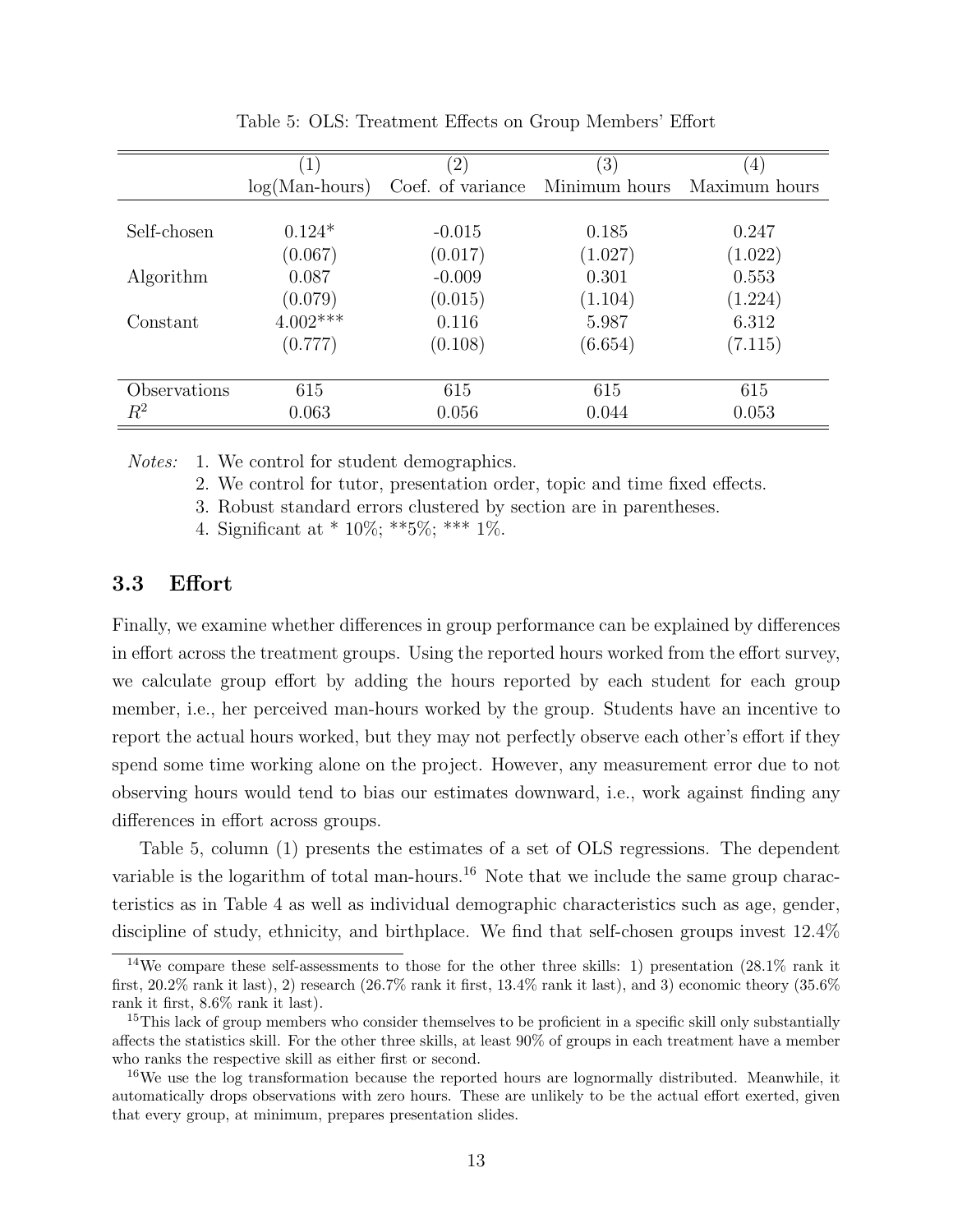Table 5: OLS: Treatment Effects on Group Members' Effort

| | (1) | (2) | (3) | (4) |
|---|---|---|---|---|
| | log(Man-hours) | Coef. of variance | Minimum hours | Maximum hours |
| Self-chosen | 0.124* | -0.015 | 0.185 | 0.247 |
| | (0.067) | (0.017) | (1.027) | (1.022) |
| Algorithm | 0.087 | -0.009 | 0.301 | 0.553 |
| | (0.079) | (0.015) | (1.104) | (1.224) |
| Constant | 4.002*** | 0.116 | 5.987 | 6.312 |
| | (0.777) | (0.108) | (6.654) | (7.115) |
| Observations | 615 | 615 | 615 | 615 |
| $R^2$ | 0.063 | 0.056 | 0.044 | 0.053 |

*Notes:* 1. We control for student demographics.
2. We control for tutor, presentation order, topic and time fixed effects.
3. Robust standard errors clustered by section are in parentheses.
4. Significant at * 10%; **5%; *** 1%.

### 3.3 Effort

Finally, we examine whether differences in group performance can be explained by differences in effort across the treatment groups. Using the reported hours worked from the effort survey, we calculate group effort by adding the hours reported by each student for each group member, i.e., her perceived man-hours worked by the group. Students have an incentive to report the actual hours worked, but they may not perfectly observe each other's effort if they spend some time working alone on the project. However, any measurement error due to not observing hours would tend to bias our estimates downward, i.e., work against finding any differences in effort across groups.

Table 5, column (1) presents the estimates of a set of OLS regressions. The dependent variable is the logarithm of total man-hours.[16] Note that we include the same group characteristics as in Table 4 as well as individual demographic characteristics such as age, gender, discipline of study, ethnicity, and birthplace. We find that self-chosen groups invest 12.4%

[14]We compare these self-assessments to those for the other three skills: 1) presentation (28.1% rank it first, 20.2% rank it last), 2) research (26.7% rank it first, 13.4% rank it last), and 3) economic theory (35.6% rank it first, 8.6% rank it last).

[15]This lack of group members who consider themselves to be proficient in a specific skill only substantially affects the statistics skill. For the other three skills, at least 90% of groups in each treatment have a member who ranks the respective skill as either first or second.

[16]We use the log transformation because the reported hours are lognormally distributed. Meanwhile, it automatically drops observations with zero hours. These are unlikely to be the actual effort exerted, given that every group, at minimum, prepares presentation slides.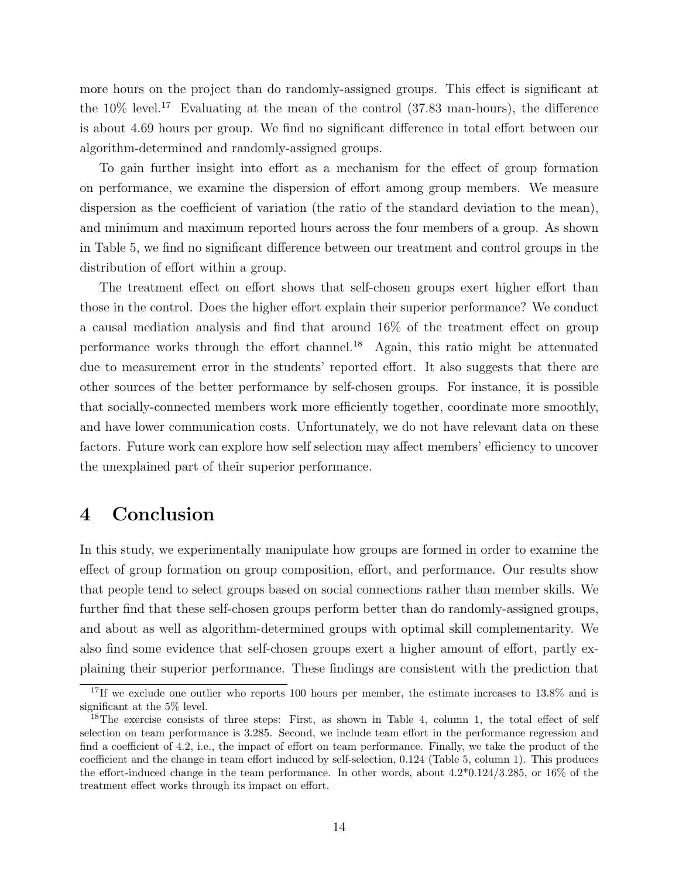more hours on the project than do randomly-assigned groups. This effect is significant at the 10% level.[17] Evaluating at the mean of the control (37.83 man-hours), the difference is about 4.69 hours per group. We find no significant difference in total effort between our algorithm-determined and randomly-assigned groups.

To gain further insight into effort as a mechanism for the effect of group formation on performance, we examine the dispersion of effort among group members. We measure dispersion as the coefficient of variation (the ratio of the standard deviation to the mean), and minimum and maximum reported hours across the four members of a group. As shown in Table 5, we find no significant difference between our treatment and control groups in the distribution of effort within a group.

The treatment effect on effort shows that self-chosen groups exert higher effort than those in the control. Does the higher effort explain their superior performance? We conduct a causal mediation analysis and find that around 16% of the treatment effect on group performance works through the effort channel.[18] Again, this ratio might be attenuated due to measurement error in the students' reported effort. It also suggests that there are other sources of the better performance by self-chosen groups. For instance, it is possible that socially-connected members work more efficiently together, coordinate more smoothly, and have lower communication costs. Unfortunately, we do not have relevant data on these factors. Future work can explore how self selection may affect members' efficiency to uncover the unexplained part of their superior performance.

# 4 Conclusion

In this study, we experimentally manipulate how groups are formed in order to examine the effect of group formation on group composition, effort, and performance. Our results show that people tend to select groups based on social connections rather than member skills. We further find that these self-chosen groups perform better than do randomly-assigned groups, and about as well as algorithm-determined groups with optimal skill complementarity. We also find some evidence that self-chosen groups exert a higher amount of effort, partly explaining their superior performance. These findings are consistent with the prediction that

[17] If we exclude one outlier who reports 100 hours per member, the estimate increases to 13.8% and is significant at the 5% level.

[18] The exercise consists of three steps: First, as shown in Table 4, column 1, the total effect of self selection on team performance is 3.285. Second, we include team effort in the performance regression and find a coefficient of 4.2, i.e., the impact of effort on team performance. Finally, we take the product of the coefficient and the change in team effort induced by self-selection, 0.124 (Table 5, column 1). This produces the effort-induced change in the team performance. In other words, about 4.2*0.124/3.285, or 16% of the treatment effect works through its impact on effort.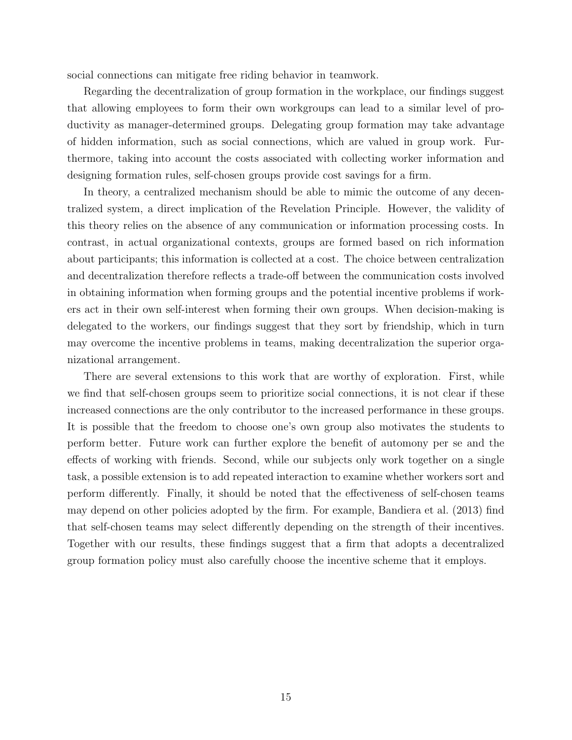social connections can mitigate free riding behavior in teamwork.

Regarding the decentralization of group formation in the workplace, our findings suggest that allowing employees to form their own workgroups can lead to a similar level of productivity as manager-determined groups. Delegating group formation may take advantage of hidden information, such as social connections, which are valued in group work. Furthermore, taking into account the costs associated with collecting worker information and designing formation rules, self-chosen groups provide cost savings for a firm.

In theory, a centralized mechanism should be able to mimic the outcome of any decentralized system, a direct implication of the Revelation Principle. However, the validity of this theory relies on the absence of any communication or information processing costs. In contrast, in actual organizational contexts, groups are formed based on rich information about participants; this information is collected at a cost. The choice between centralization and decentralization therefore reflects a trade-off between the communication costs involved in obtaining information when forming groups and the potential incentive problems if workers act in their own self-interest when forming their own groups. When decision-making is delegated to the workers, our findings suggest that they sort by friendship, which in turn may overcome the incentive problems in teams, making decentralization the superior organizational arrangement.

There are several extensions to this work that are worthy of exploration. First, while we find that self-chosen groups seem to prioritize social connections, it is not clear if these increased connections are the only contributor to the increased performance in these groups. It is possible that the freedom to choose one's own group also motivates the students to perform better. Future work can further explore the benefit of automony per se and the effects of working with friends. Second, while our subjects only work together on a single task, a possible extension is to add repeated interaction to examine whether workers sort and perform differently. Finally, it should be noted that the effectiveness of self-chosen teams may depend on other policies adopted by the firm. For example, Bandiera et al. (2013) find that self-chosen teams may select differently depending on the strength of their incentives. Together with our results, these findings suggest that a firm that adopts a decentralized group formation policy must also carefully choose the incentive scheme that it employs.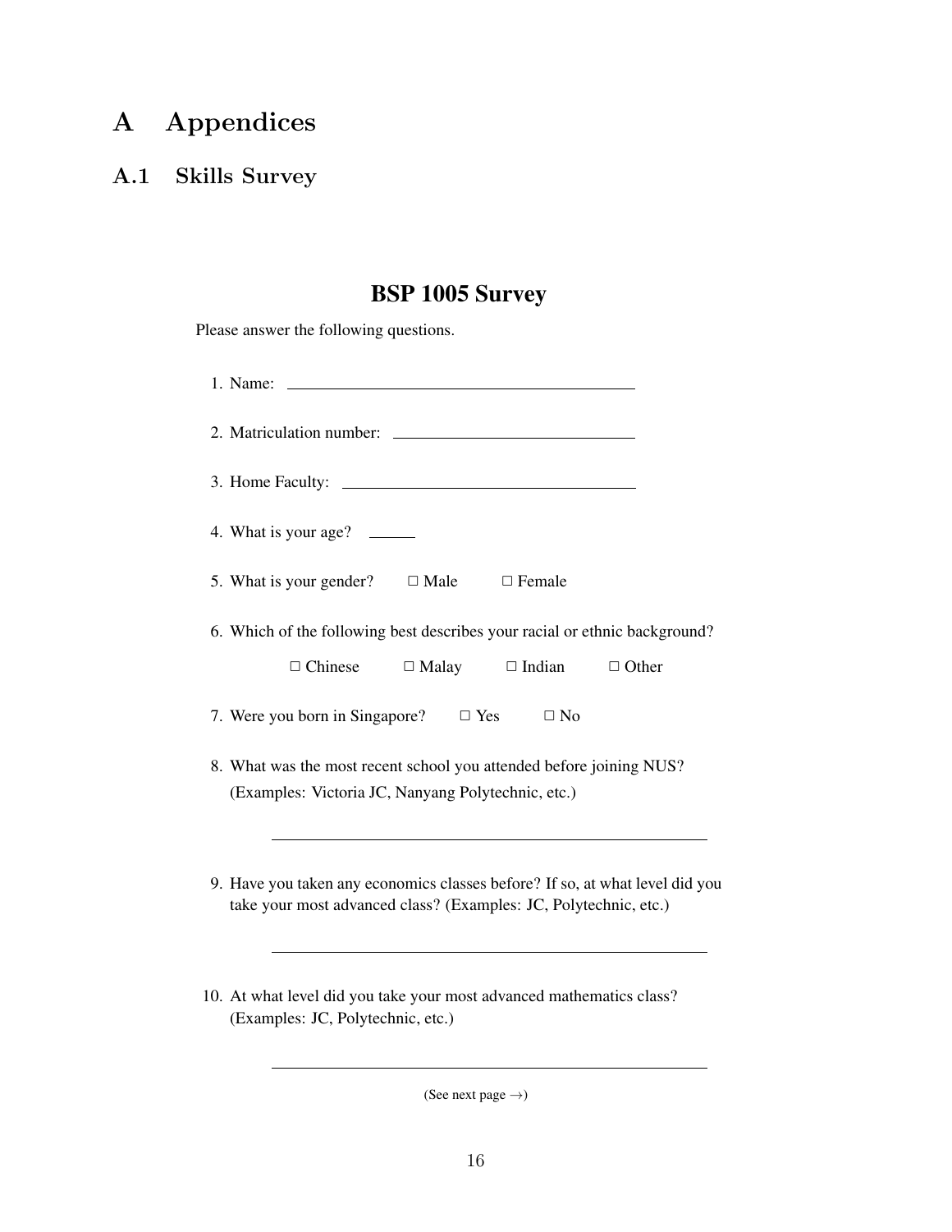# A Appendices

## A.1 Skills Survey

### BSP 1005 Survey

Please answer the following questions.

1. Name: ____________________________________

2. Matriculation number: ________________________

3. Home Faculty: ______________________________

4. What is your age? _____

5. What is your gender? ☐ Male ☐ Female

6. Which of the following best describes your racial or ethnic background?

   ☐ Chinese ☐ Malay ☐ Indian ☐ Other

7. Were you born in Singapore? ☐ Yes ☐ No

8. What was the most recent school you attended before joining NUS? (Examples: Victoria JC, Nanyang Polytechnic, etc.)

   ____________________________________________

9. Have you taken any economics classes before? If so, at what level did you take your most advanced class? (Examples: JC, Polytechnic, etc.)

   ____________________________________________

10. At what level did you take your most advanced mathematics class? (Examples: JC, Polytechnic, etc.)

    ____________________________________________

(See next page →)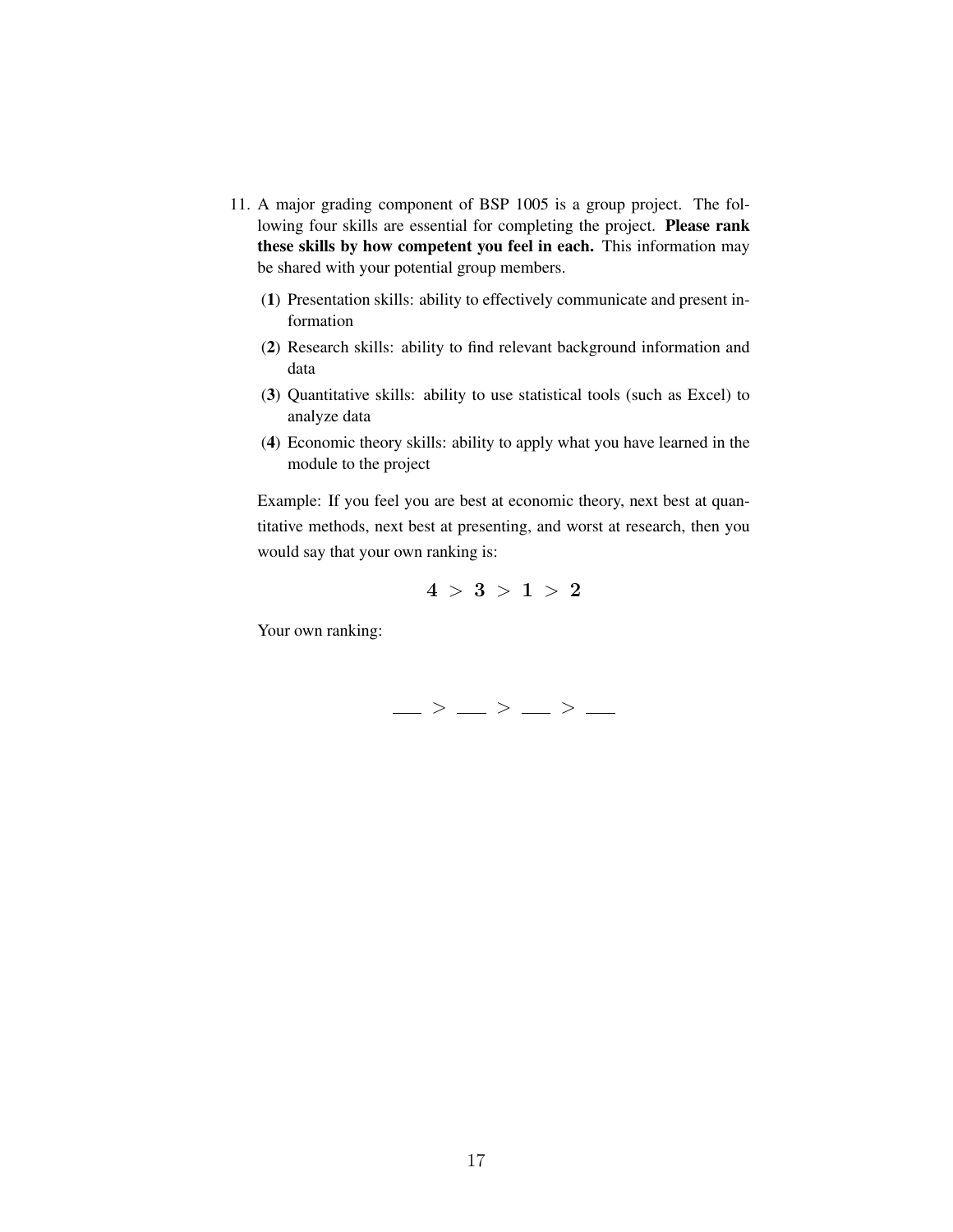11. A major grading component of BSP 1005 is a group project. The following four skills are essential for completing the project. **Please rank these skills by how competent you feel in each.** This information may be shared with your potential group members.

    (**1**) Presentation skills: ability to effectively communicate and present information

    (**2**) Research skills: ability to find relevant background information and data

    (**3**) Quantitative skills: ability to use statistical tools (such as Excel) to analyze data

    (**4**) Economic theory skills: ability to apply what you have learned in the module to the project

    Example: If you feel you are best at economic theory, next best at quantitative methods, next best at presenting, and worst at research, then you would say that your own ranking is:

    $$\mathbf{4} > \mathbf{3} > \mathbf{1} > \mathbf{2}$$

    Your own ranking:

    $$\_\_\_ > \_\_\_ > \_\_\_ > \_\_\_$$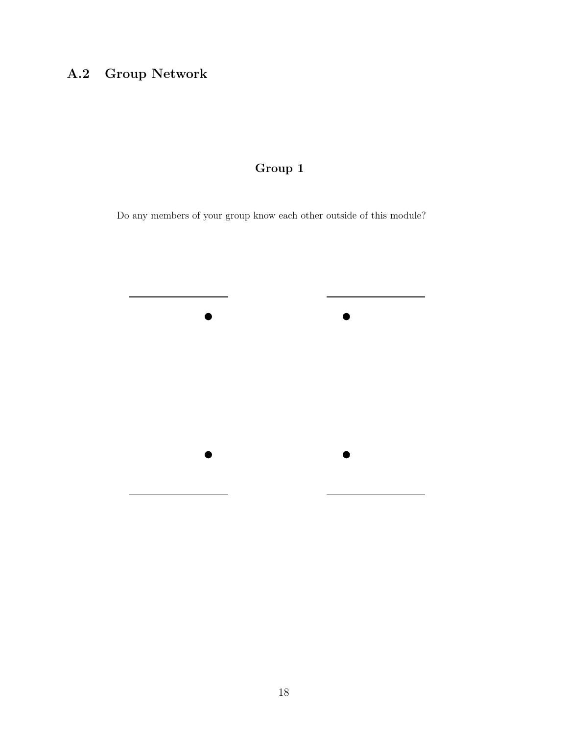## A.2 Group Network

**Group 1**

Do any members of your group know each other outside of this module?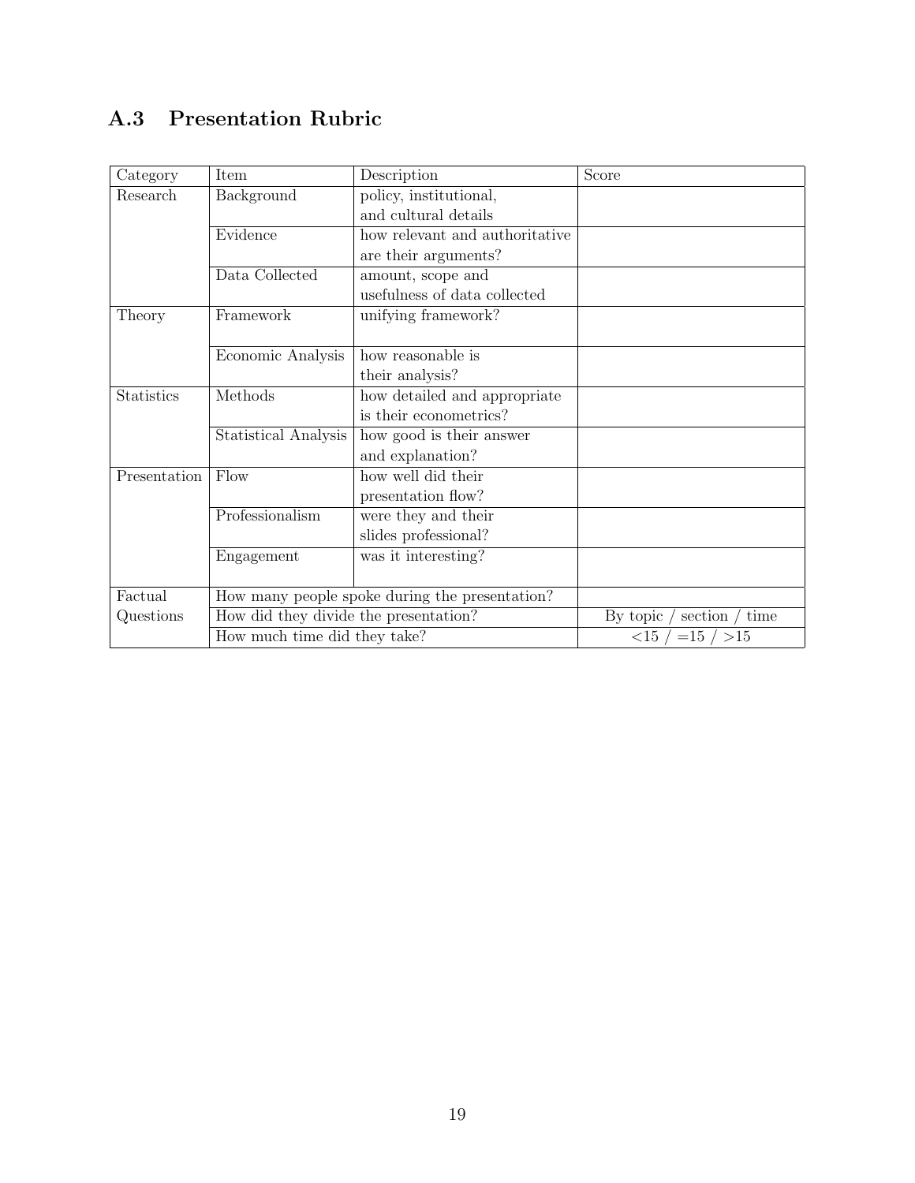### A.3 Presentation Rubric

| Category | Item | Description | Score |
|---|---|---|---|
| Research | Background | policy, institutional, and cultural details | |
| | Evidence | how relevant and authoritative are their arguments? | |
| | Data Collected | amount, scope and usefulness of data collected | |
| Theory | Framework | unifying framework? | |
| | Economic Analysis | how reasonable is their analysis? | |
| Statistics | Methods | how detailed and appropriate is their econometrics? | |
| | Statistical Analysis | how good is their answer and explanation? | |
| Presentation | Flow | how well did their presentation flow? | |
| | Professionalism | were they and their slides professional? | |
| | Engagement | was it interesting? | |
| Factual Questions | How many people spoke during the presentation? | | |
| | How did they divide the presentation? | | By topic / section / time |
| | How much time did they take? | | <15 / =15 / >15 |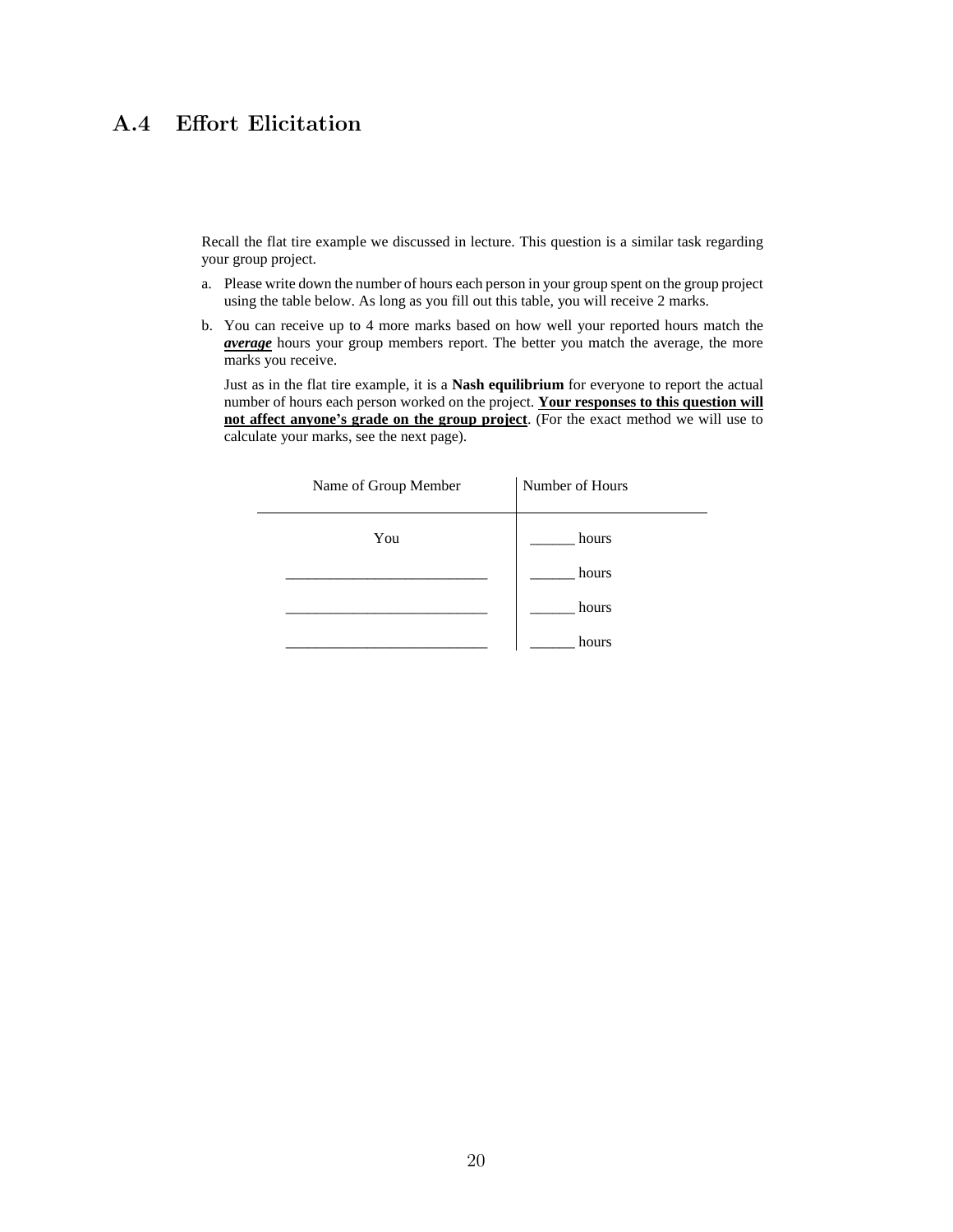## A.4 Effort Elicitation

Recall the flat tire example we discussed in lecture. This question is a similar task regarding your group project.

a. Please write down the number of hours each person in your group spent on the group project using the table below. As long as you fill out this table, you will receive 2 marks.

b. You can receive up to 4 more marks based on how well your reported hours match the ***average*** hours your group members report. The better you match the average, the more marks you receive.

   Just as in the flat tire example, it is a **Nash equilibrium** for everyone to report the actual number of hours each person worked on the project. **Your responses to this question will not affect anyone's grade on the group project**. (For the exact method we will use to calculate your marks, see the next page).

| Name of Group Member | Number of Hours |
|---|---|
| You | ______ hours |
| ___________________________ | ______ hours |
| ___________________________ | ______ hours |
| ___________________________ | ______ hours |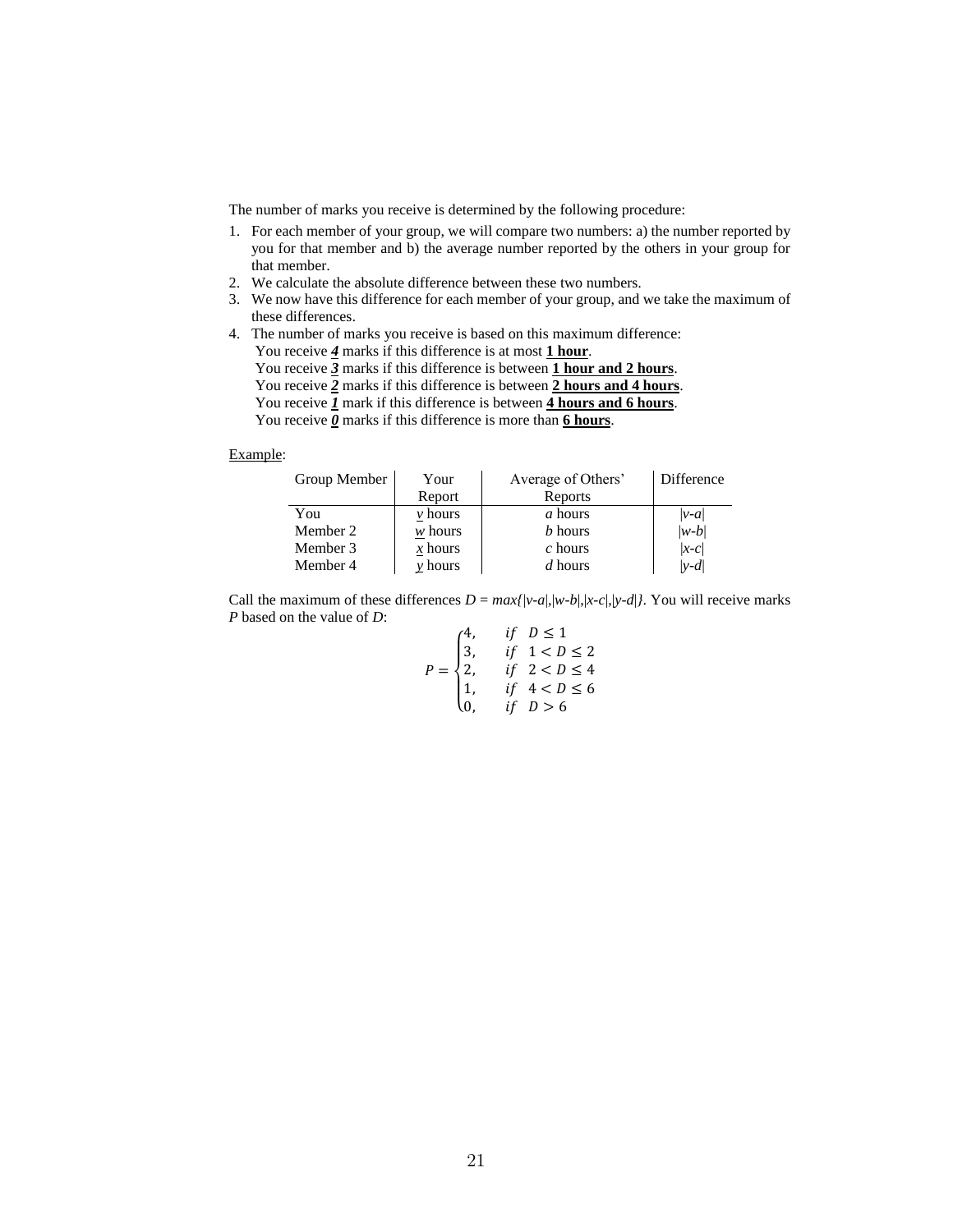The number of marks you receive is determined by the following procedure:

1. For each member of your group, we will compare two numbers: a) the number reported by you for that member and b) the average number reported by the others in your group for that member.
2. We calculate the absolute difference between these two numbers.
3. We now have this difference for each member of your group, and we take the maximum of these differences.
4. The number of marks you receive is based on this maximum difference:
   You receive ***4*** marks if this difference is at most **1 hour**.
   You receive ***3*** marks if this difference is between **1 hour and 2 hours**.
   You receive ***2*** marks if this difference is between **2 hours and 4 hours**.
   You receive ***1*** mark if this difference is between **4 hours and 6 hours**.
   You receive ***0*** marks if this difference is more than **6 hours**.

Example:

| Group Member | Your Report | Average of Others' Reports | Difference |
|---|---|---|---|
| You | $v$ hours | $a$ hours | $\lvert v-a \rvert$ |
| Member 2 | $w$ hours | $b$ hours | $\lvert w-b \rvert$ |
| Member 3 | $x$ hours | $c$ hours | $\lvert x-c \rvert$ |
| Member 4 | $y$ hours | $d$ hours | $\lvert y-d \rvert$ |

Call the maximum of these differences $D = max\{|v-a|,|w-b|,|x-c|,|y-d|\}$. You will receive marks $P$ based on the value of $D$:

$$P = \begin{cases} 4, & if \quad D \leq 1 \\ 3, & if \quad 1 < D \leq 2 \\ 2, & if \quad 2 < D \leq 4 \\ 1, & if \quad 4 < D \leq 6 \\ 0, & if \quad D > 6 \end{cases}$$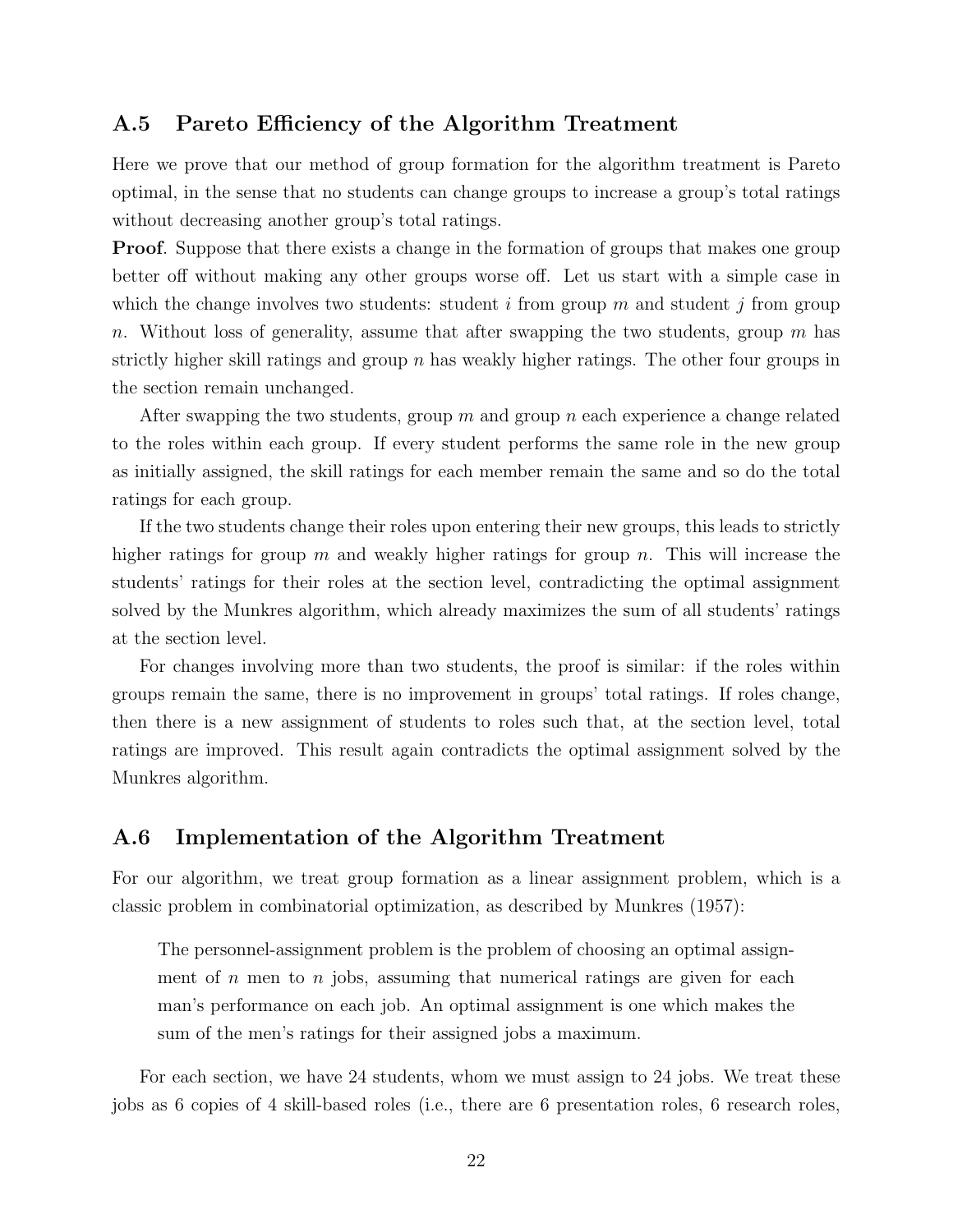## A.5 Pareto Efficiency of the Algorithm Treatment

Here we prove that our method of group formation for the algorithm treatment is Pareto optimal, in the sense that no students can change groups to increase a group's total ratings without decreasing another group's total ratings.

**Proof**. Suppose that there exists a change in the formation of groups that makes one group better off without making any other groups worse off. Let us start with a simple case in which the change involves two students: student $i$ from group $m$ and student $j$ from group $n$. Without loss of generality, assume that after swapping the two students, group $m$ has strictly higher skill ratings and group $n$ has weakly higher ratings. The other four groups in the section remain unchanged.

After swapping the two students, group $m$ and group $n$ each experience a change related to the roles within each group. If every student performs the same role in the new group as initially assigned, the skill ratings for each member remain the same and so do the total ratings for each group.

If the two students change their roles upon entering their new groups, this leads to strictly higher ratings for group $m$ and weakly higher ratings for group $n$. This will increase the students' ratings for their roles at the section level, contradicting the optimal assignment solved by the Munkres algorithm, which already maximizes the sum of all students' ratings at the section level.

For changes involving more than two students, the proof is similar: if the roles within groups remain the same, there is no improvement in groups' total ratings. If roles change, then there is a new assignment of students to roles such that, at the section level, total ratings are improved. This result again contradicts the optimal assignment solved by the Munkres algorithm.

## A.6 Implementation of the Algorithm Treatment

For our algorithm, we treat group formation as a linear assignment problem, which is a classic problem in combinatorial optimization, as described by Munkres (1957):

> The personnel-assignment problem is the problem of choosing an optimal assignment of $n$ men to $n$ jobs, assuming that numerical ratings are given for each man's performance on each job. An optimal assignment is one which makes the sum of the men's ratings for their assigned jobs a maximum.

For each section, we have 24 students, whom we must assign to 24 jobs. We treat these jobs as 6 copies of 4 skill-based roles (i.e., there are 6 presentation roles, 6 research roles,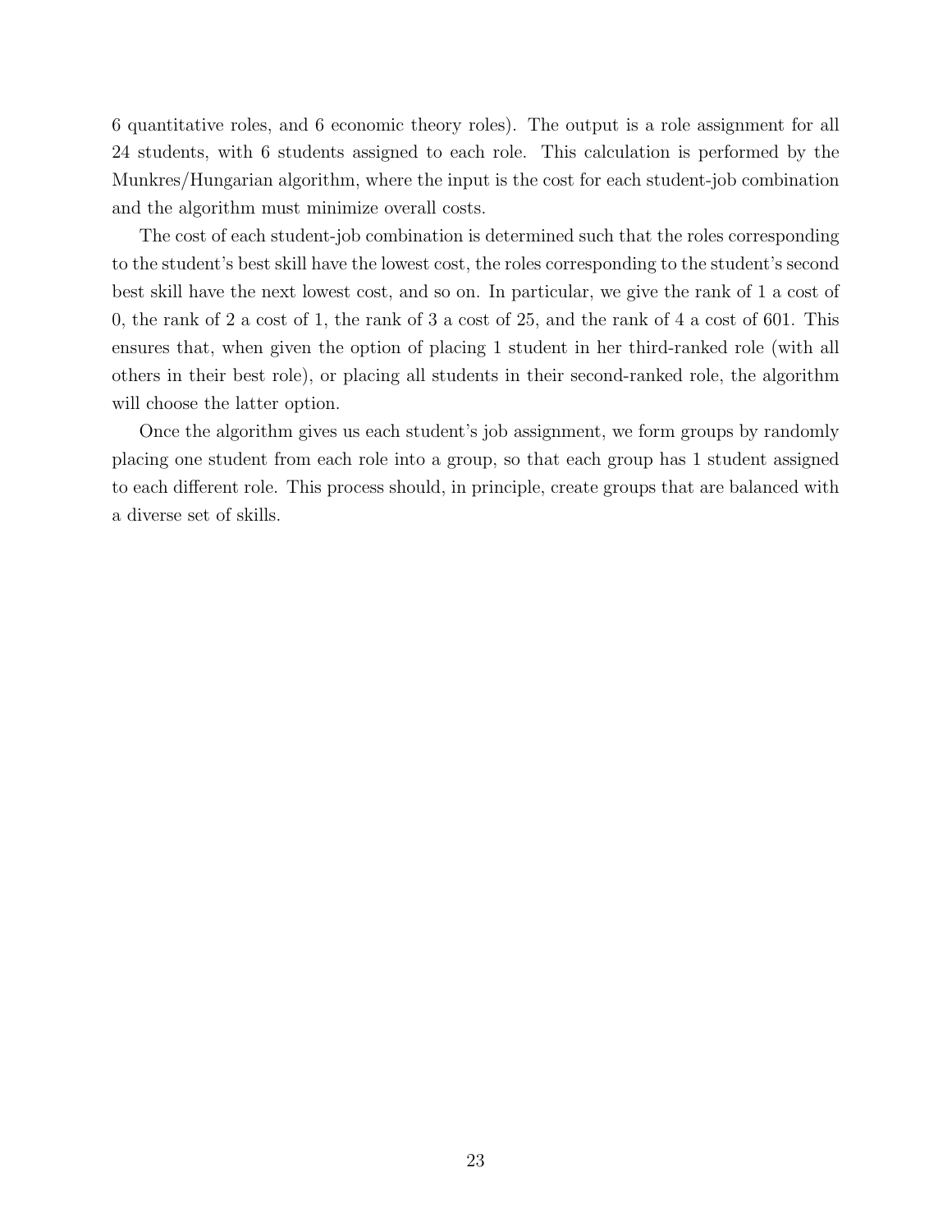6 quantitative roles, and 6 economic theory roles). The output is a role assignment for all 24 students, with 6 students assigned to each role. This calculation is performed by the Munkres/Hungarian algorithm, where the input is the cost for each student-job combination and the algorithm must minimize overall costs.

The cost of each student-job combination is determined such that the roles corresponding to the student's best skill have the lowest cost, the roles corresponding to the student's second best skill have the next lowest cost, and so on. In particular, we give the rank of 1 a cost of 0, the rank of 2 a cost of 1, the rank of 3 a cost of 25, and the rank of 4 a cost of 601. This ensures that, when given the option of placing 1 student in her third-ranked role (with all others in their best role), or placing all students in their second-ranked role, the algorithm will choose the latter option.

Once the algorithm gives us each student's job assignment, we form groups by randomly placing one student from each role into a group, so that each group has 1 student assigned to each different role. This process should, in principle, create groups that are balanced with a diverse set of skills.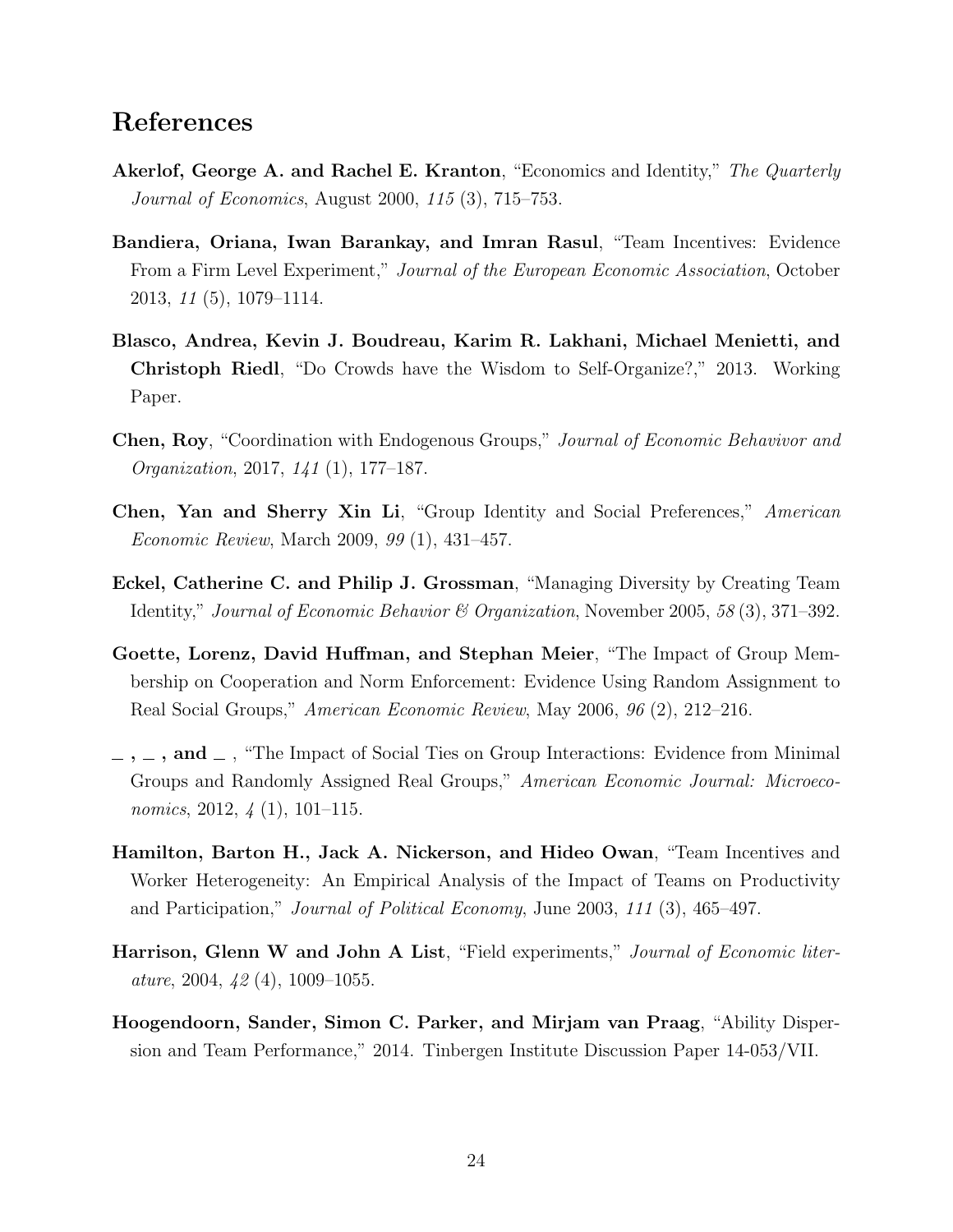# References

**Akerlof, George A. and Rachel E. Kranton**, "Economics and Identity," *The Quarterly Journal of Economics*, August 2000, *115* (3), 715–753.

**Bandiera, Oriana, Iwan Barankay, and Imran Rasul**, "Team Incentives: Evidence From a Firm Level Experiment," *Journal of the European Economic Association*, October 2013, *11* (5), 1079–1114.

**Blasco, Andrea, Kevin J. Boudreau, Karim R. Lakhani, Michael Menietti, and Christoph Riedl**, "Do Crowds have the Wisdom to Self-Organize?," 2013. Working Paper.

**Chen, Roy**, "Coordination with Endogenous Groups," *Journal of Economic Behavivor and Organization*, 2017, *141* (1), 177–187.

**Chen, Yan and Sherry Xin Li**, "Group Identity and Social Preferences," *American Economic Review*, March 2009, *99* (1), 431–457.

**Eckel, Catherine C. and Philip J. Grossman**, "Managing Diversity by Creating Team Identity," *Journal of Economic Behavior & Organization*, November 2005, *58* (3), 371–392.

**Goette, Lorenz, David Huffman, and Stephan Meier**, "The Impact of Group Membership on Cooperation and Norm Enforcement: Evidence Using Random Assignment to Real Social Groups," *American Economic Review*, May 2006, *96* (2), 212–216.

**_ , _ , and _** , "The Impact of Social Ties on Group Interactions: Evidence from Minimal Groups and Randomly Assigned Real Groups," *American Economic Journal: Microeconomics*, 2012, *4* (1), 101–115.

**Hamilton, Barton H., Jack A. Nickerson, and Hideo Owan**, "Team Incentives and Worker Heterogeneity: An Empirical Analysis of the Impact of Teams on Productivity and Participation," *Journal of Political Economy*, June 2003, *111* (3), 465–497.

**Harrison, Glenn W and John A List**, "Field experiments," *Journal of Economic literature*, 2004, *42* (4), 1009–1055.

**Hoogendoorn, Sander, Simon C. Parker, and Mirjam van Praag**, "Ability Dispersion and Team Performance," 2014. Tinbergen Institute Discussion Paper 14-053/VII.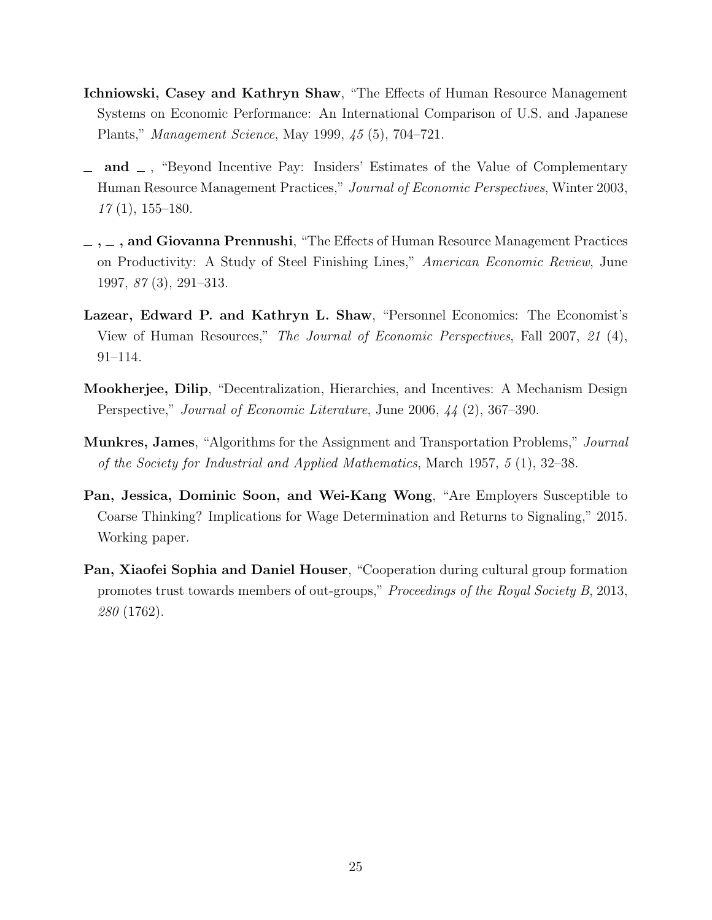**Ichniowski, Casey and Kathryn Shaw**, "The Effects of Human Resource Management Systems on Economic Performance: An International Comparison of U.S. and Japanese Plants," *Management Science*, May 1999, *45* (5), 704–721.

_ **and** _ , "Beyond Incentive Pay: Insiders' Estimates of the Value of Complementary Human Resource Management Practices," *Journal of Economic Perspectives*, Winter 2003, *17* (1), 155–180.

_ **,** _ **, and Giovanna Prennushi**, "The Effects of Human Resource Management Practices on Productivity: A Study of Steel Finishing Lines," *American Economic Review*, June 1997, *87* (3), 291–313.

**Lazear, Edward P. and Kathryn L. Shaw**, "Personnel Economics: The Economist's View of Human Resources," *The Journal of Economic Perspectives*, Fall 2007, *21* (4), 91–114.

**Mookherjee, Dilip**, "Decentralization, Hierarchies, and Incentives: A Mechanism Design Perspective," *Journal of Economic Literature*, June 2006, *44* (2), 367–390.

**Munkres, James**, "Algorithms for the Assignment and Transportation Problems," *Journal of the Society for Industrial and Applied Mathematics*, March 1957, *5* (1), 32–38.

**Pan, Jessica, Dominic Soon, and Wei-Kang Wong**, "Are Employers Susceptible to Coarse Thinking? Implications for Wage Determination and Returns to Signaling," 2015. Working paper.

**Pan, Xiaofei Sophia and Daniel Houser**, "Cooperation during cultural group formation promotes trust towards members of out-groups," *Proceedings of the Royal Society B*, 2013, *280* (1762).